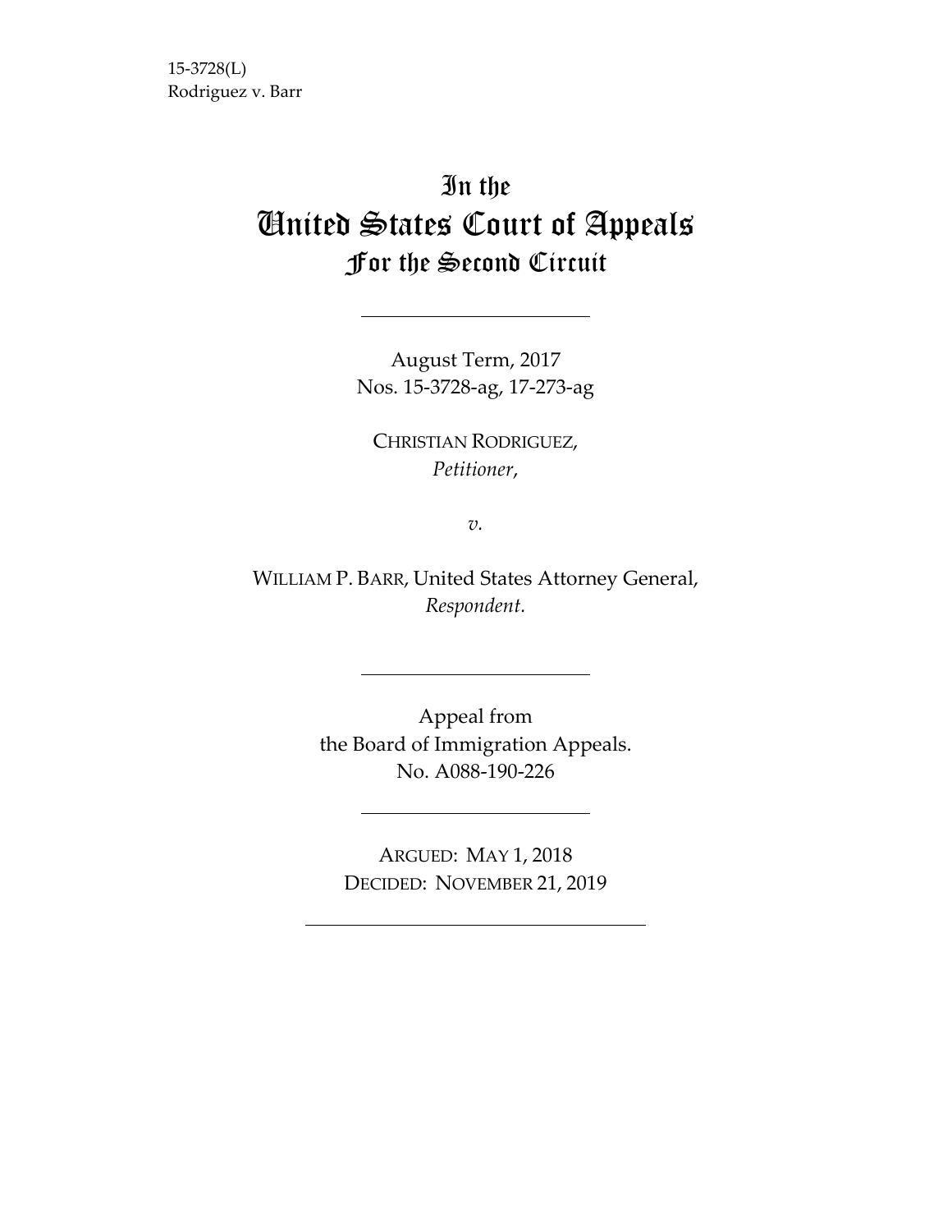15-3728(L)
Rodriguez v. Barr

# In the United States Court of Appeals For the Second Circuit

---

August Term, 2017
Nos. 15-3728-ag, 17-273-ag

CHRISTIAN RODRIGUEZ,
*Petitioner*,

*v.*

WILLIAM P. BARR, United States Attorney General,
*Respondent.*

---

Appeal from
the Board of Immigration Appeals.
No. A088-190-226

---

ARGUED: MAY 1, 2018
DECIDED: NOVEMBER 21, 2019

---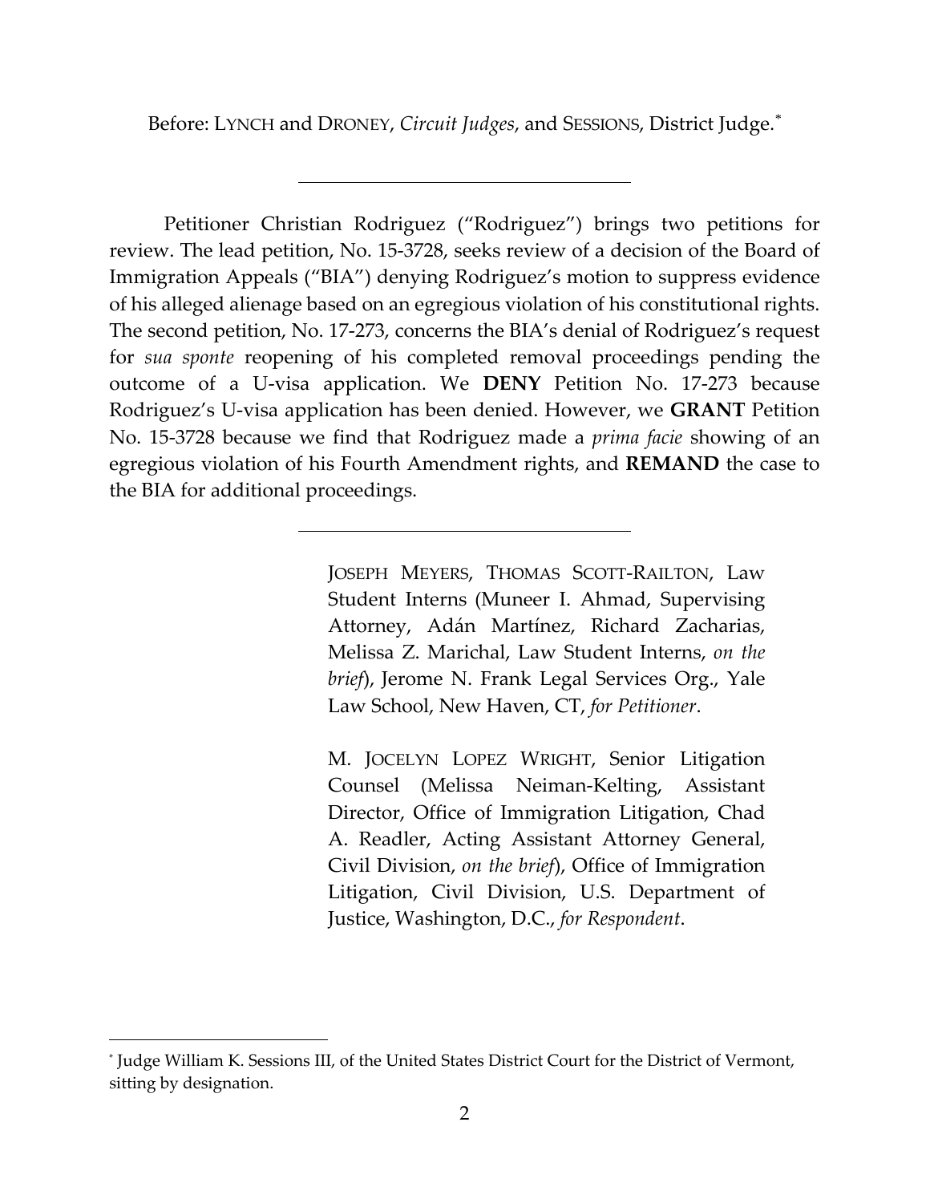Before: LYNCH and DRONEY, *Circuit Judges*, and SESSIONS, District Judge.[*]

---

Petitioner Christian Rodriguez ("Rodriguez") brings two petitions for review. The lead petition, No. 15-3728, seeks review of a decision of the Board of Immigration Appeals ("BIA") denying Rodriguez's motion to suppress evidence of his alleged alienage based on an egregious violation of his constitutional rights. The second petition, No. 17-273, concerns the BIA's denial of Rodriguez's request for *sua sponte* reopening of his completed removal proceedings pending the outcome of a U-visa application. We **DENY** Petition No. 17-273 because Rodriguez's U-visa application has been denied. However, we **GRANT** Petition No. 15-3728 because we find that Rodriguez made a *prima facie* showing of an egregious violation of his Fourth Amendment rights, and **REMAND** the case to the BIA for additional proceedings.

---

JOSEPH MEYERS, THOMAS SCOTT-RAILTON, Law Student Interns (Muneer I. Ahmad, Supervising Attorney, Adán Martínez, Richard Zacharias, Melissa Z. Marichal, Law Student Interns, *on the brief*), Jerome N. Frank Legal Services Org., Yale Law School, New Haven, CT, *for Petitioner*.

M. JOCELYN LOPEZ WRIGHT, Senior Litigation Counsel (Melissa Neiman-Kelting, Assistant Director, Office of Immigration Litigation, Chad A. Readler, Acting Assistant Attorney General, Civil Division, *on the brief*), Office of Immigration Litigation, Civil Division, U.S. Department of Justice, Washington, D.C., *for Respondent*.

---

[*] Judge William K. Sessions III, of the United States District Court for the District of Vermont, sitting by designation.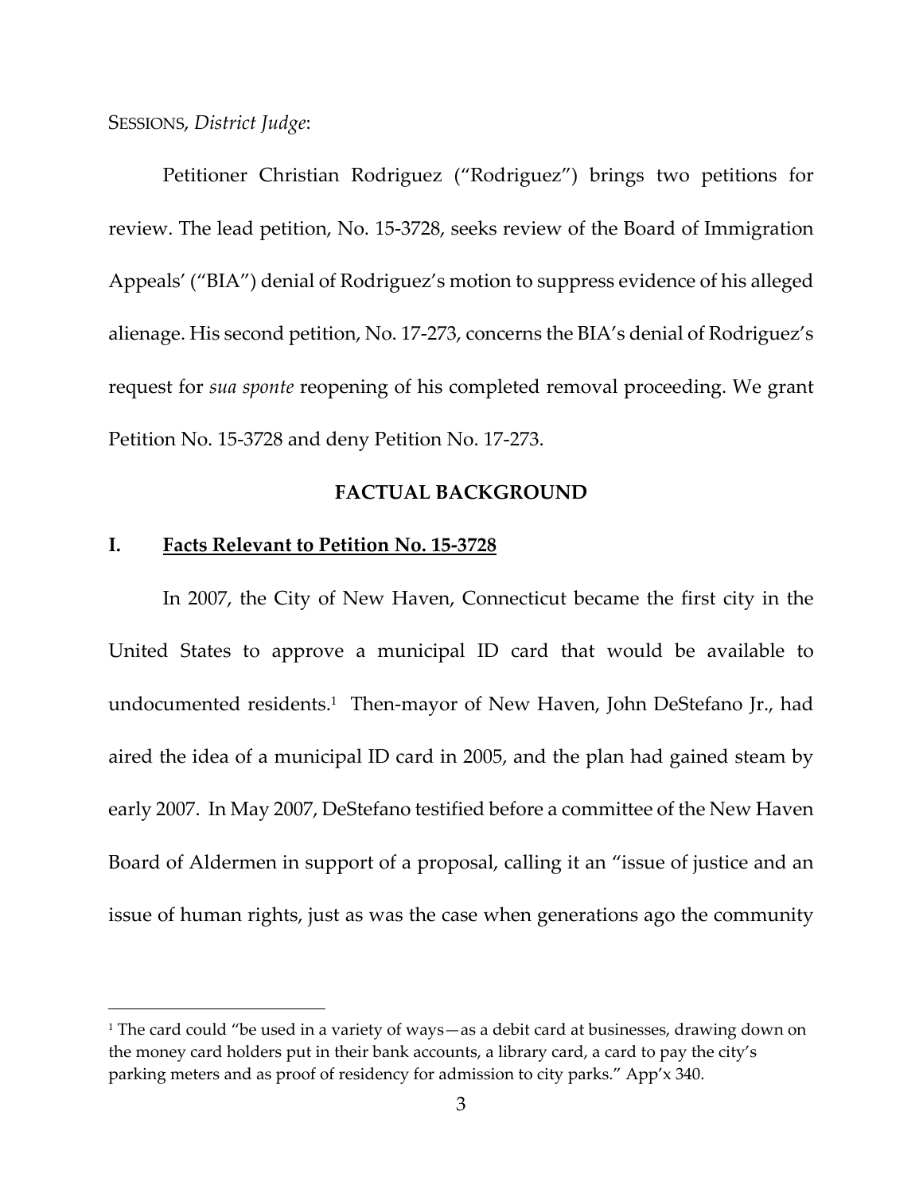SESSIONS, *District Judge*:

Petitioner Christian Rodriguez ("Rodriguez") brings two petitions for review. The lead petition, No. 15-3728, seeks review of the Board of Immigration Appeals' ("BIA") denial of Rodriguez's motion to suppress evidence of his alleged alienage. His second petition, No. 17-273, concerns the BIA's denial of Rodriguez's request for *sua sponte* reopening of his completed removal proceeding. We grant Petition No. 15-3728 and deny Petition No. 17-273.

## FACTUAL BACKGROUND

### I. Facts Relevant to Petition No. 15-3728

In 2007, the City of New Haven, Connecticut became the first city in the United States to approve a municipal ID card that would be available to undocumented residents.[1] Then-mayor of New Haven, John DeStefano Jr., had aired the idea of a municipal ID card in 2005, and the plan had gained steam by early 2007. In May 2007, DeStefano testified before a committee of the New Haven Board of Aldermen in support of a proposal, calling it an "issue of justice and an issue of human rights, just as was the case when generations ago the community

---

[1] The card could "be used in a variety of ways—as a debit card at businesses, drawing down on the money card holders put in their bank accounts, a library card, a card to pay the city's parking meters and as proof of residency for admission to city parks." App'x 340.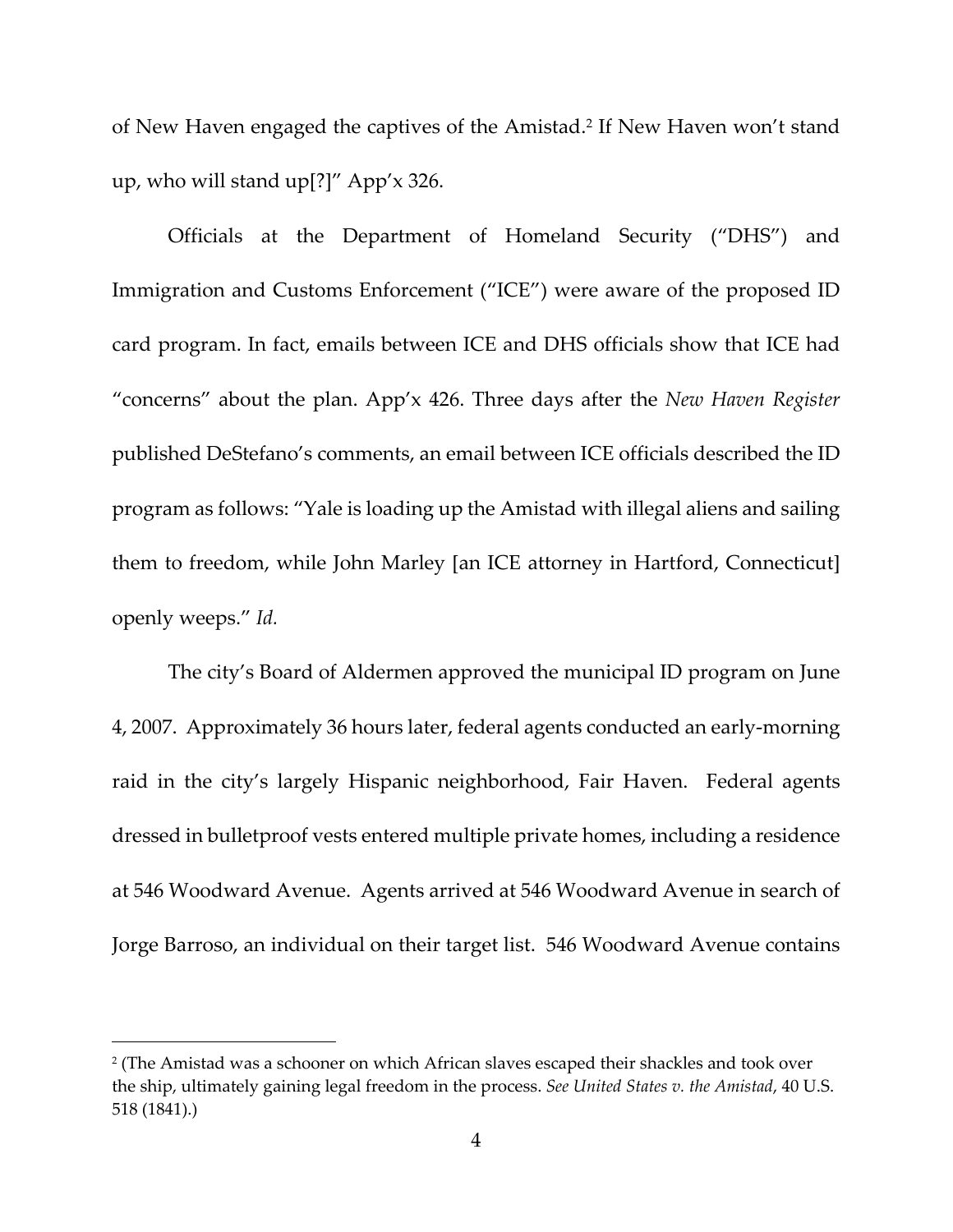of New Haven engaged the captives of the Amistad.[2] If New Haven won't stand up, who will stand up[?]" App'x 326.

Officials at the Department of Homeland Security ("DHS") and Immigration and Customs Enforcement ("ICE") were aware of the proposed ID card program. In fact, emails between ICE and DHS officials show that ICE had "concerns" about the plan. App'x 426. Three days after the *New Haven Register* published DeStefano's comments, an email between ICE officials described the ID program as follows: "Yale is loading up the Amistad with illegal aliens and sailing them to freedom, while John Marley [an ICE attorney in Hartford, Connecticut] openly weeps." *Id.*

The city's Board of Aldermen approved the municipal ID program on June 4, 2007. Approximately 36 hours later, federal agents conducted an early-morning raid in the city's largely Hispanic neighborhood, Fair Haven. Federal agents dressed in bulletproof vests entered multiple private homes, including a residence at 546 Woodward Avenue. Agents arrived at 546 Woodward Avenue in search of Jorge Barroso, an individual on their target list. 546 Woodward Avenue contains

---

[2] (The Amistad was a schooner on which African slaves escaped their shackles and took over the ship, ultimately gaining legal freedom in the process. *See United States v. the Amistad*, 40 U.S. 518 (1841).)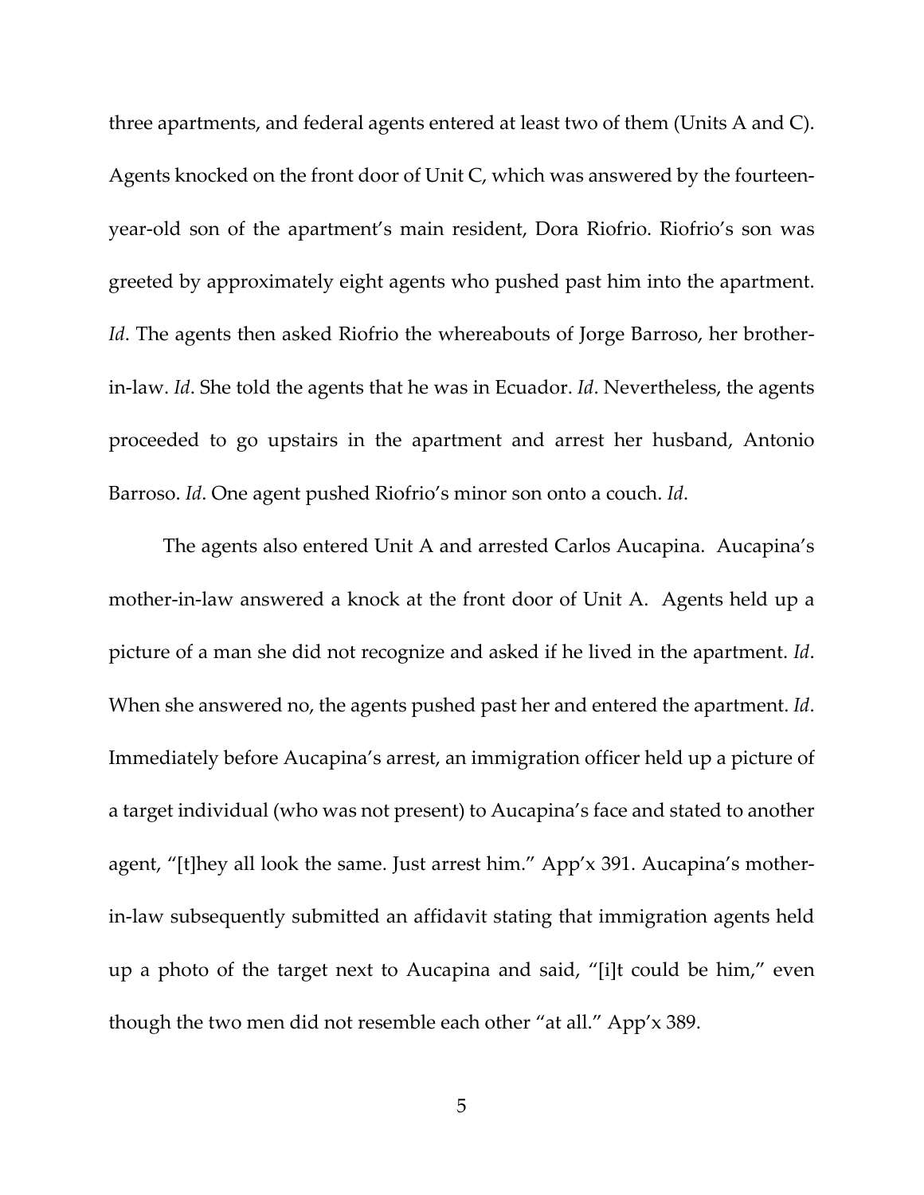three apartments, and federal agents entered at least two of them (Units A and C). Agents knocked on the front door of Unit C, which was answered by the fourteen-year-old son of the apartment's main resident, Dora Riofrio. Riofrio's son was greeted by approximately eight agents who pushed past him into the apartment. *Id*. The agents then asked Riofrio the whereabouts of Jorge Barroso, her brother-in-law. *Id*. She told the agents that he was in Ecuador. *Id*. Nevertheless, the agents proceeded to go upstairs in the apartment and arrest her husband, Antonio Barroso. *Id*. One agent pushed Riofrio's minor son onto a couch. *Id*.

The agents also entered Unit A and arrested Carlos Aucapina. Aucapina's mother-in-law answered a knock at the front door of Unit A. Agents held up a picture of a man she did not recognize and asked if he lived in the apartment. *Id*. When she answered no, the agents pushed past her and entered the apartment. *Id*. Immediately before Aucapina's arrest, an immigration officer held up a picture of a target individual (who was not present) to Aucapina's face and stated to another agent, "[t]hey all look the same. Just arrest him." App'x 391. Aucapina's mother-in-law subsequently submitted an affidavit stating that immigration agents held up a photo of the target next to Aucapina and said, "[i]t could be him," even though the two men did not resemble each other "at all." App'x 389.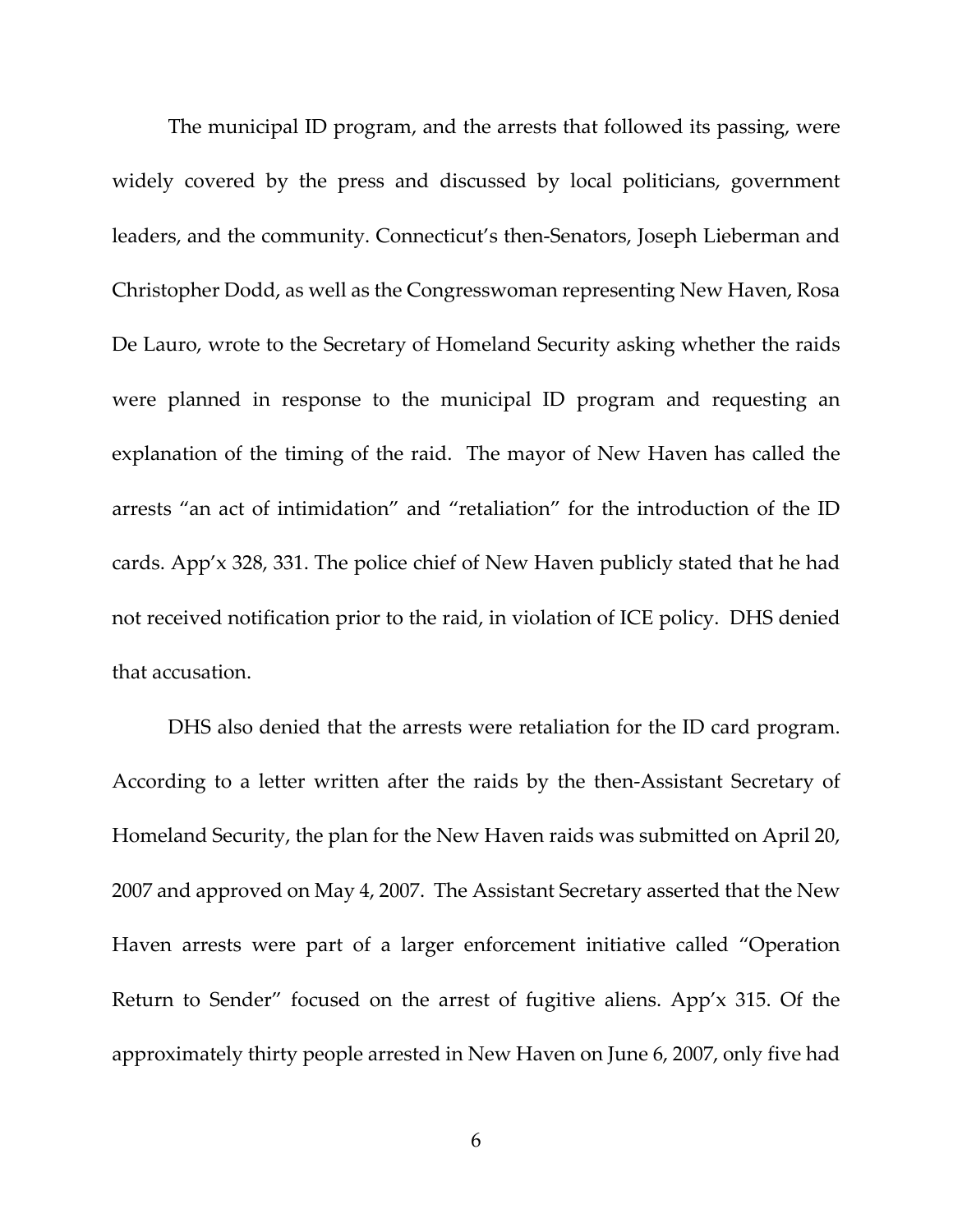The municipal ID program, and the arrests that followed its passing, were widely covered by the press and discussed by local politicians, government leaders, and the community. Connecticut's then-Senators, Joseph Lieberman and Christopher Dodd, as well as the Congresswoman representing New Haven, Rosa De Lauro, wrote to the Secretary of Homeland Security asking whether the raids were planned in response to the municipal ID program and requesting an explanation of the timing of the raid. The mayor of New Haven has called the arrests "an act of intimidation" and "retaliation" for the introduction of the ID cards. App'x 328, 331. The police chief of New Haven publicly stated that he had not received notification prior to the raid, in violation of ICE policy. DHS denied that accusation.

DHS also denied that the arrests were retaliation for the ID card program. According to a letter written after the raids by the then-Assistant Secretary of Homeland Security, the plan for the New Haven raids was submitted on April 20, 2007 and approved on May 4, 2007. The Assistant Secretary asserted that the New Haven arrests were part of a larger enforcement initiative called "Operation Return to Sender" focused on the arrest of fugitive aliens. App'x 315. Of the approximately thirty people arrested in New Haven on June 6, 2007, only five had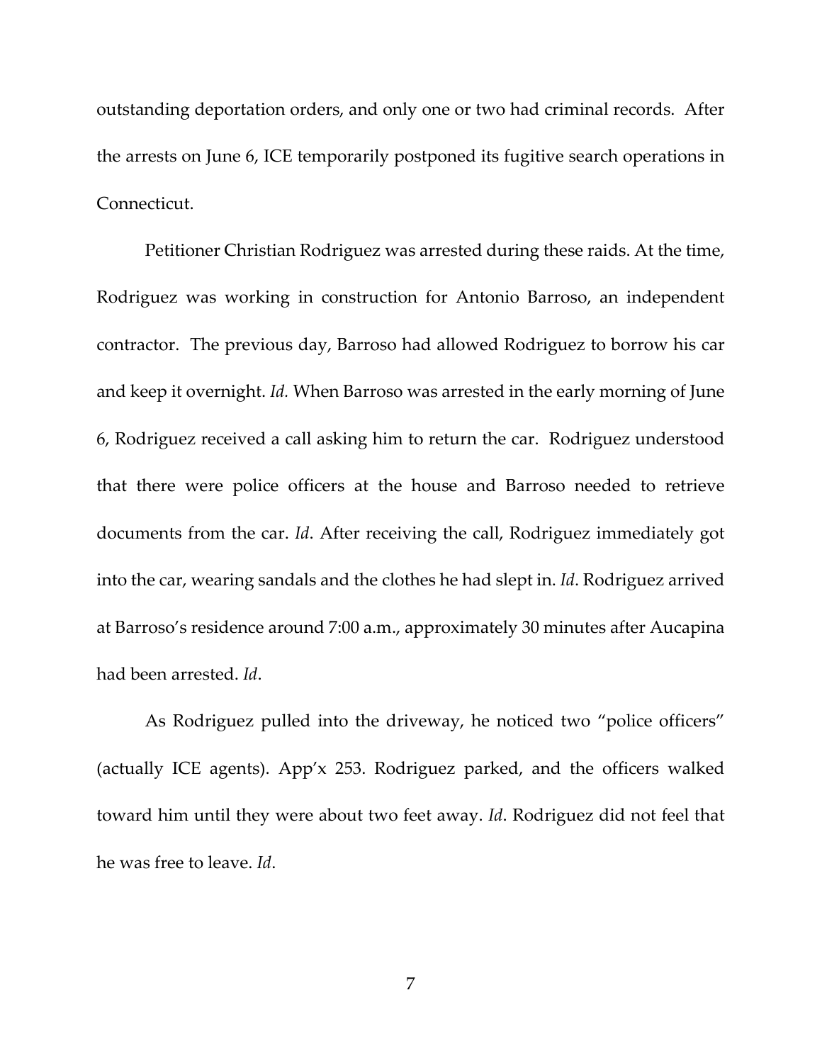outstanding deportation orders, and only one or two had criminal records. After the arrests on June 6, ICE temporarily postponed its fugitive search operations in Connecticut.

Petitioner Christian Rodriguez was arrested during these raids. At the time, Rodriguez was working in construction for Antonio Barroso, an independent contractor. The previous day, Barroso had allowed Rodriguez to borrow his car and keep it overnight. *Id.* When Barroso was arrested in the early morning of June 6, Rodriguez received a call asking him to return the car. Rodriguez understood that there were police officers at the house and Barroso needed to retrieve documents from the car. *Id*. After receiving the call, Rodriguez immediately got into the car, wearing sandals and the clothes he had slept in. *Id*. Rodriguez arrived at Barroso's residence around 7:00 a.m., approximately 30 minutes after Aucapina had been arrested. *Id*.

As Rodriguez pulled into the driveway, he noticed two "police officers" (actually ICE agents). App'x 253. Rodriguez parked, and the officers walked toward him until they were about two feet away. *Id*. Rodriguez did not feel that he was free to leave. *Id*.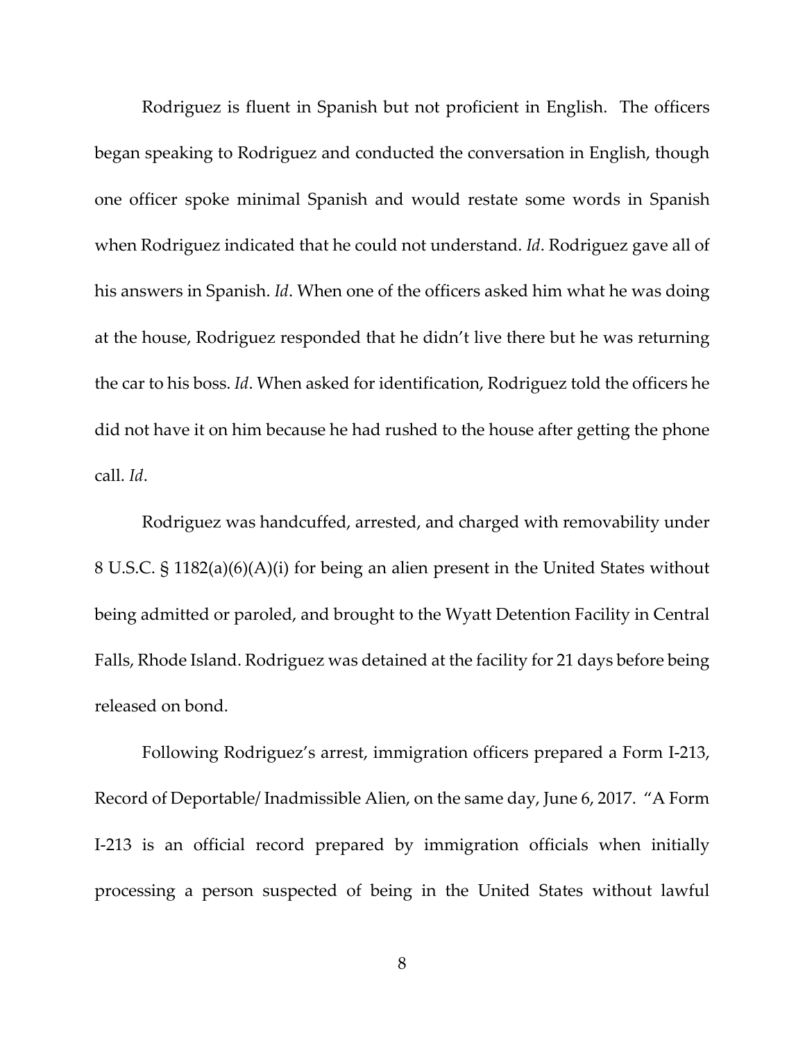Rodriguez is fluent in Spanish but not proficient in English. The officers began speaking to Rodriguez and conducted the conversation in English, though one officer spoke minimal Spanish and would restate some words in Spanish when Rodriguez indicated that he could not understand. *Id*. Rodriguez gave all of his answers in Spanish. *Id*. When one of the officers asked him what he was doing at the house, Rodriguez responded that he didn't live there but he was returning the car to his boss. *Id*. When asked for identification, Rodriguez told the officers he did not have it on him because he had rushed to the house after getting the phone call. *Id*.

Rodriguez was handcuffed, arrested, and charged with removability under 8 U.S.C. § 1182(a)(6)(A)(i) for being an alien present in the United States without being admitted or paroled, and brought to the Wyatt Detention Facility in Central Falls, Rhode Island. Rodriguez was detained at the facility for 21 days before being released on bond.

Following Rodriguez's arrest, immigration officers prepared a Form I-213, Record of Deportable/ Inadmissible Alien, on the same day, June 6, 2017. "A Form I-213 is an official record prepared by immigration officials when initially processing a person suspected of being in the United States without lawful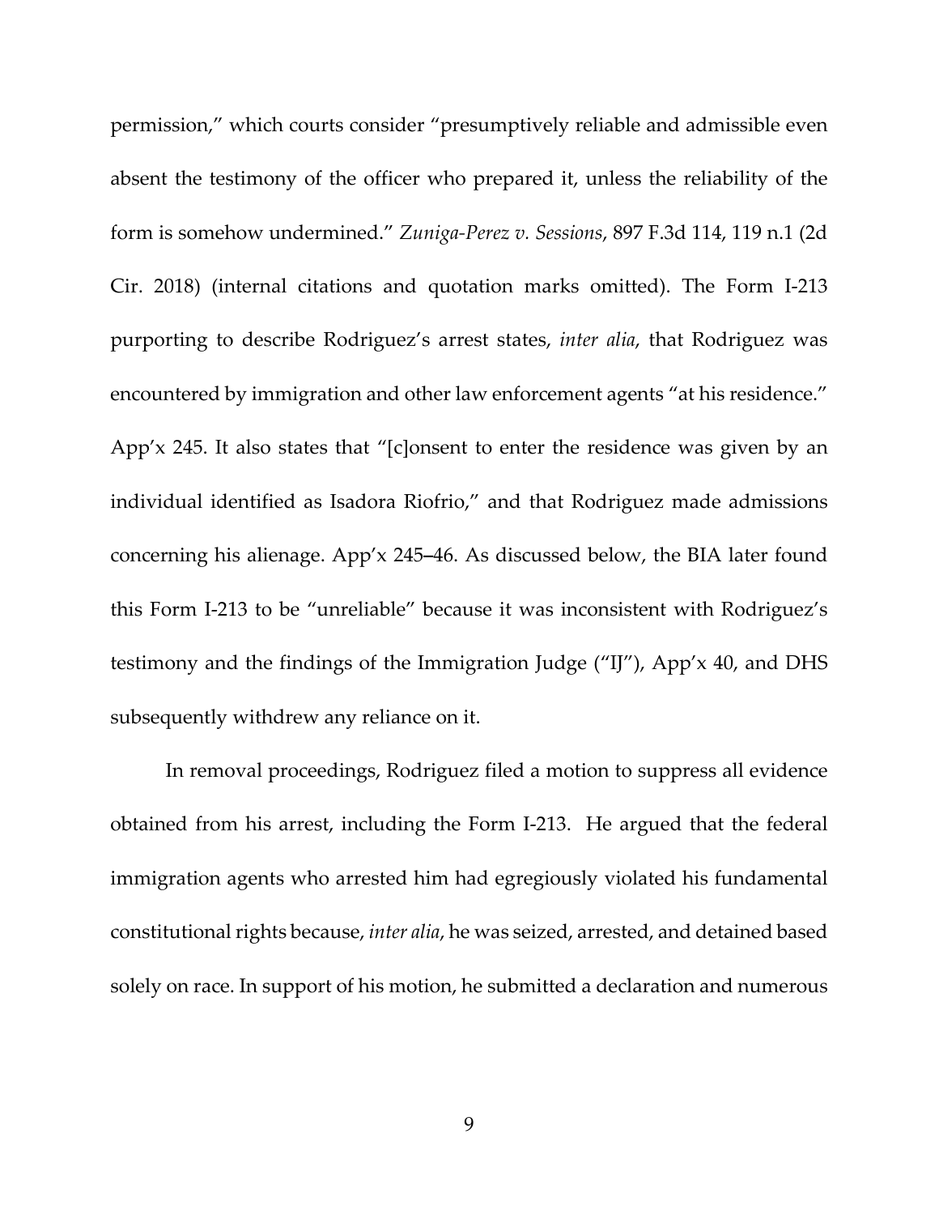permission," which courts consider "presumptively reliable and admissible even absent the testimony of the officer who prepared it, unless the reliability of the form is somehow undermined." *Zuniga-Perez v. Sessions*, 897 F.3d 114, 119 n.1 (2d Cir. 2018) (internal citations and quotation marks omitted). The Form I-213 purporting to describe Rodriguez's arrest states, *inter alia*, that Rodriguez was encountered by immigration and other law enforcement agents "at his residence." App'x 245. It also states that "[c]onsent to enter the residence was given by an individual identified as Isadora Riofrio," and that Rodriguez made admissions concerning his alienage. App'x 245–46. As discussed below, the BIA later found this Form I-213 to be "unreliable" because it was inconsistent with Rodriguez's testimony and the findings of the Immigration Judge ("IJ"), App'x 40, and DHS subsequently withdrew any reliance on it.

In removal proceedings, Rodriguez filed a motion to suppress all evidence obtained from his arrest, including the Form I-213. He argued that the federal immigration agents who arrested him had egregiously violated his fundamental constitutional rights because, *inter alia*, he was seized, arrested, and detained based solely on race. In support of his motion, he submitted a declaration and numerous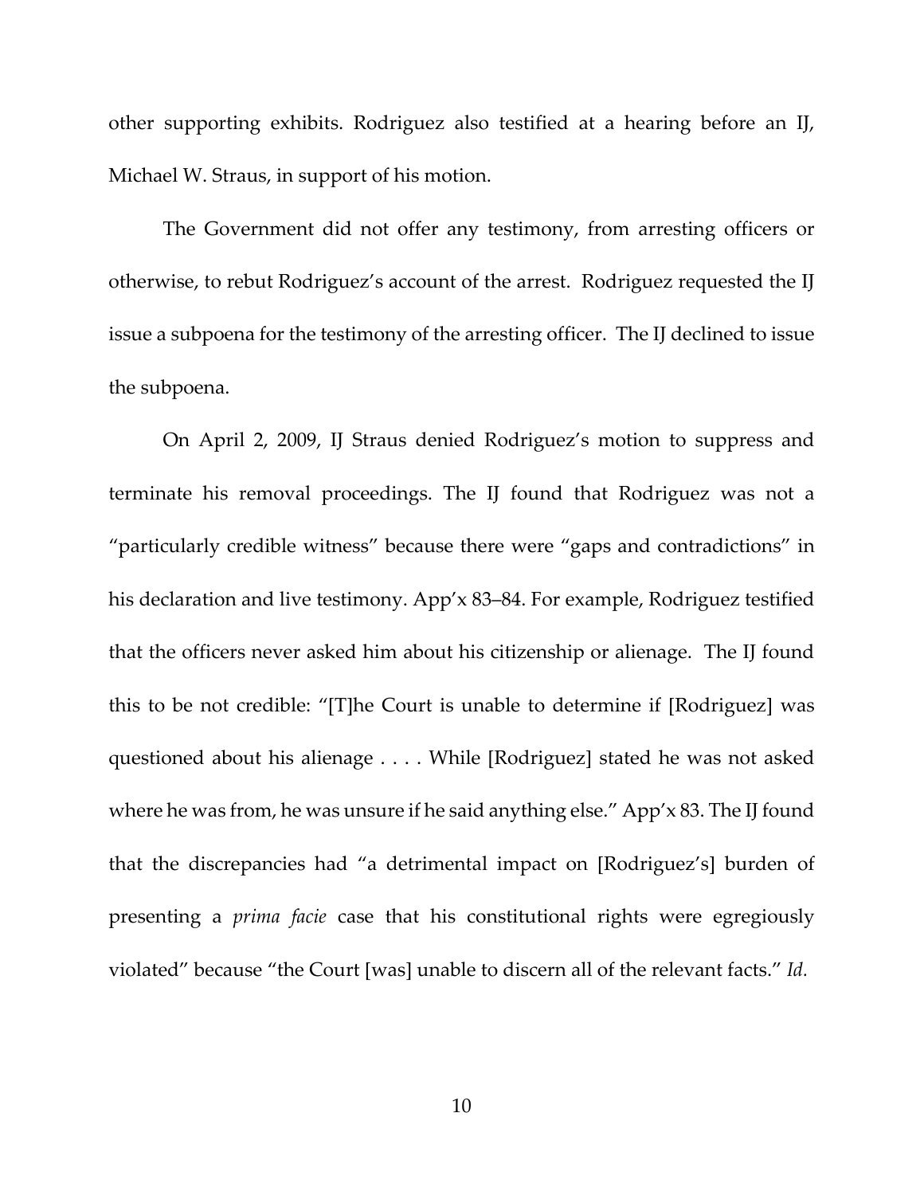other supporting exhibits. Rodriguez also testified at a hearing before an IJ, Michael W. Straus, in support of his motion.

The Government did not offer any testimony, from arresting officers or otherwise, to rebut Rodriguez's account of the arrest. Rodriguez requested the IJ issue a subpoena for the testimony of the arresting officer. The IJ declined to issue the subpoena.

On April 2, 2009, IJ Straus denied Rodriguez's motion to suppress and terminate his removal proceedings. The IJ found that Rodriguez was not a "particularly credible witness" because there were "gaps and contradictions" in his declaration and live testimony. App'x 83–84. For example, Rodriguez testified that the officers never asked him about his citizenship or alienage. The IJ found this to be not credible: "[T]he Court is unable to determine if [Rodriguez] was questioned about his alienage . . . . While [Rodriguez] stated he was not asked where he was from, he was unsure if he said anything else." App'x 83. The IJ found that the discrepancies had "a detrimental impact on [Rodriguez's] burden of presenting a *prima facie* case that his constitutional rights were egregiously violated" because "the Court [was] unable to discern all of the relevant facts." *Id.*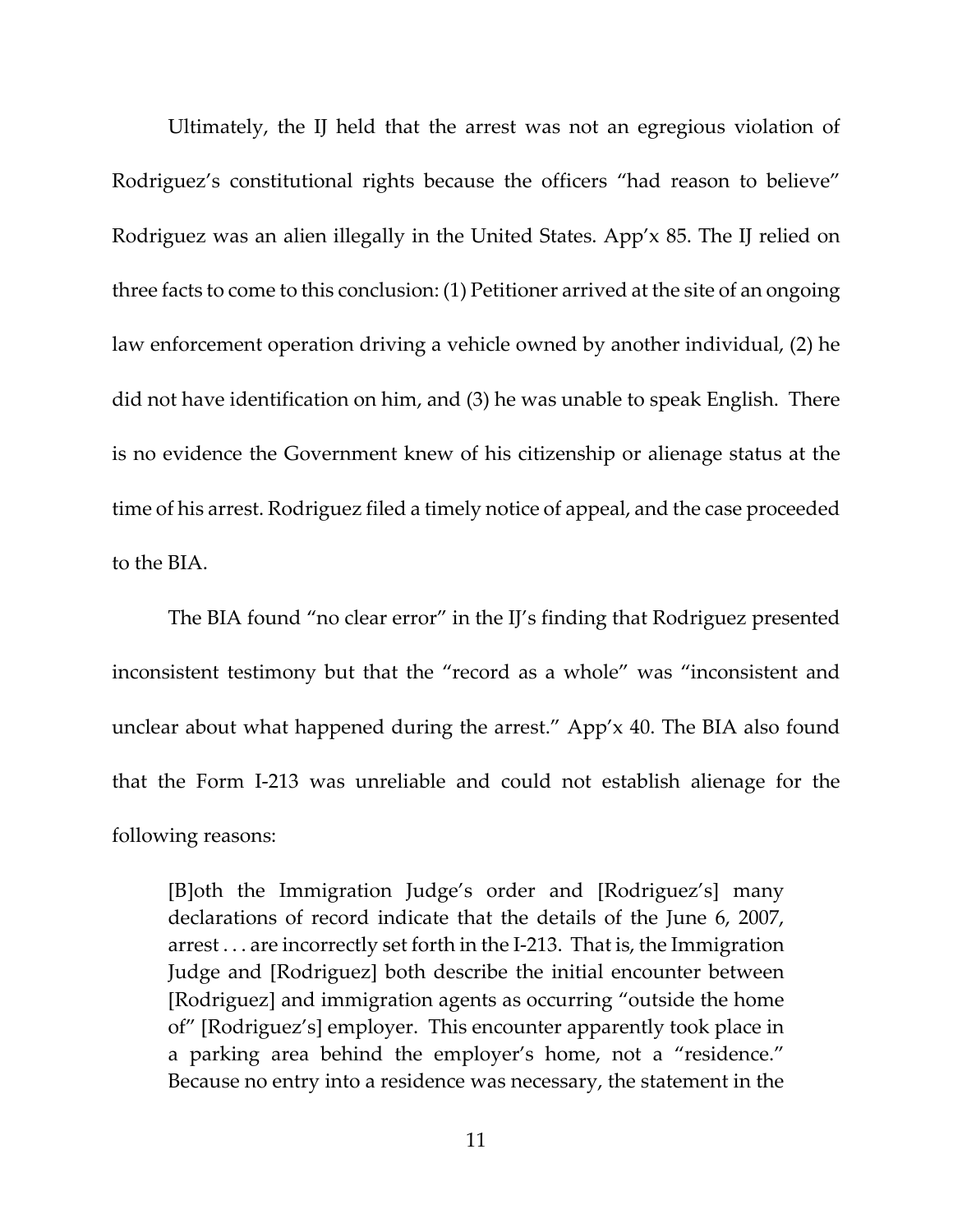Ultimately, the IJ held that the arrest was not an egregious violation of Rodriguez's constitutional rights because the officers "had reason to believe" Rodriguez was an alien illegally in the United States. App'x 85. The IJ relied on three facts to come to this conclusion: (1) Petitioner arrived at the site of an ongoing law enforcement operation driving a vehicle owned by another individual, (2) he did not have identification on him, and (3) he was unable to speak English. There is no evidence the Government knew of his citizenship or alienage status at the time of his arrest. Rodriguez filed a timely notice of appeal, and the case proceeded to the BIA.

The BIA found "no clear error" in the IJ's finding that Rodriguez presented inconsistent testimony but that the "record as a whole" was "inconsistent and unclear about what happened during the arrest." App'x 40. The BIA also found that the Form I-213 was unreliable and could not establish alienage for the following reasons:

> [B]oth the Immigration Judge's order and [Rodriguez's] many declarations of record indicate that the details of the June 6, 2007, arrest . . . are incorrectly set forth in the I-213. That is, the Immigration Judge and [Rodriguez] both describe the initial encounter between [Rodriguez] and immigration agents as occurring "outside the home of" [Rodriguez's] employer. This encounter apparently took place in a parking area behind the employer's home, not a "residence." Because no entry into a residence was necessary, the statement in the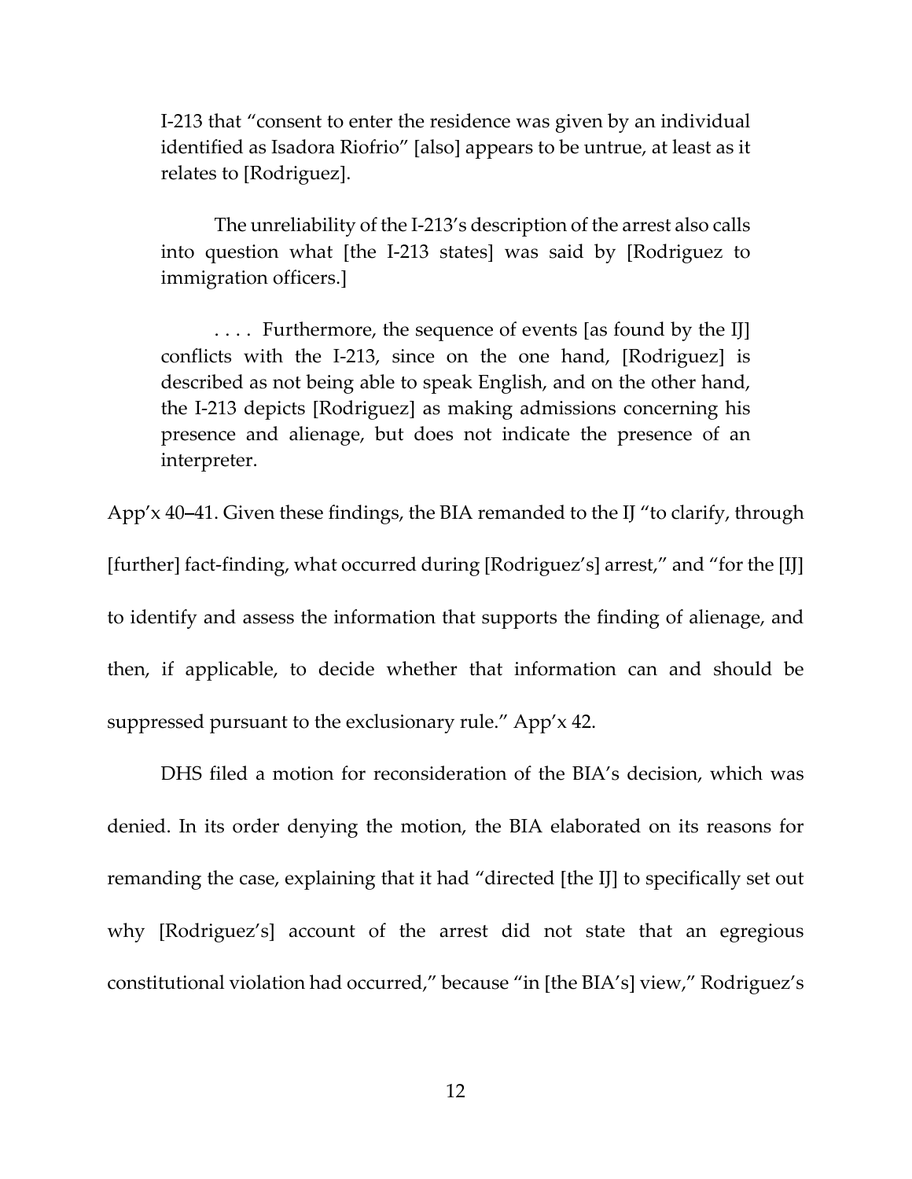> I-213 that "consent to enter the residence was given by an individual identified as Isadora Riofrio" [also] appears to be untrue, at least as it relates to [Rodriguez].
>
> The unreliability of the I-213's description of the arrest also calls into question what [the I-213 states] was said by [Rodriguez to immigration officers.]
>
> . . . . Furthermore, the sequence of events [as found by the IJ] conflicts with the I-213, since on the one hand, [Rodriguez] is described as not being able to speak English, and on the other hand, the I-213 depicts [Rodriguez] as making admissions concerning his presence and alienage, but does not indicate the presence of an interpreter.

App'x 40–41. Given these findings, the BIA remanded to the IJ "to clarify, through [further] fact-finding, what occurred during [Rodriguez's] arrest," and "for the [IJ] to identify and assess the information that supports the finding of alienage, and then, if applicable, to decide whether that information can and should be suppressed pursuant to the exclusionary rule." App'x 42.

DHS filed a motion for reconsideration of the BIA's decision, which was denied. In its order denying the motion, the BIA elaborated on its reasons for remanding the case, explaining that it had "directed [the IJ] to specifically set out why [Rodriguez's] account of the arrest did not state that an egregious constitutional violation had occurred," because "in [the BIA's] view," Rodriguez's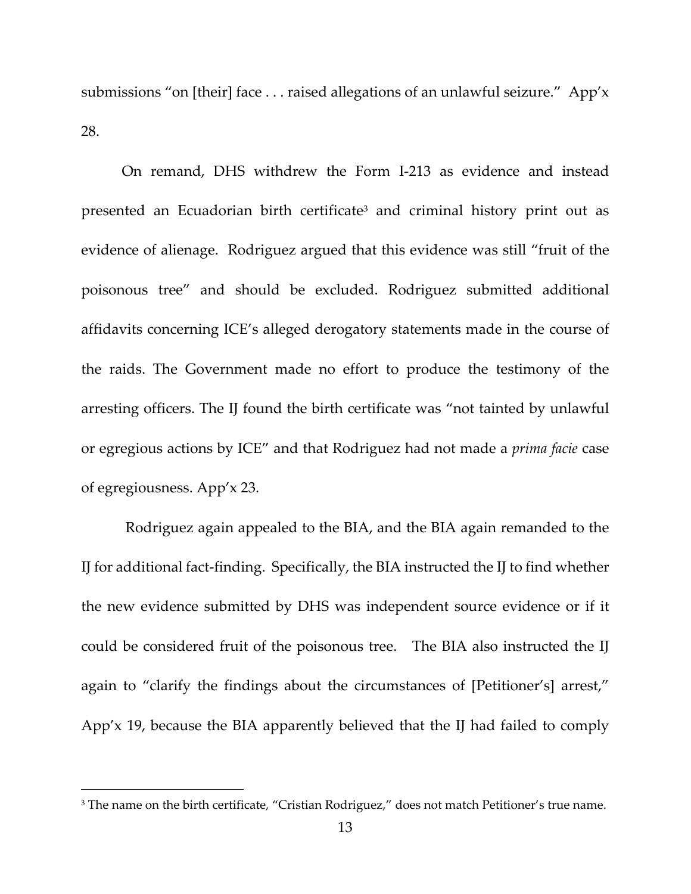submissions "on [their] face . . . raised allegations of an unlawful seizure." App'x 28.

On remand, DHS withdrew the Form I-213 as evidence and instead presented an Ecuadorian birth certificate[3] and criminal history print out as evidence of alienage. Rodriguez argued that this evidence was still "fruit of the poisonous tree" and should be excluded. Rodriguez submitted additional affidavits concerning ICE's alleged derogatory statements made in the course of the raids. The Government made no effort to produce the testimony of the arresting officers. The IJ found the birth certificate was "not tainted by unlawful or egregious actions by ICE" and that Rodriguez had not made a *prima facie* case of egregiousness. App'x 23.

Rodriguez again appealed to the BIA, and the BIA again remanded to the IJ for additional fact-finding. Specifically, the BIA instructed the IJ to find whether the new evidence submitted by DHS was independent source evidence or if it could be considered fruit of the poisonous tree. The BIA also instructed the IJ again to "clarify the findings about the circumstances of [Petitioner's] arrest," App'x 19, because the BIA apparently believed that the IJ had failed to comply

[3] The name on the birth certificate, "Cristian Rodriguez," does not match Petitioner's true name.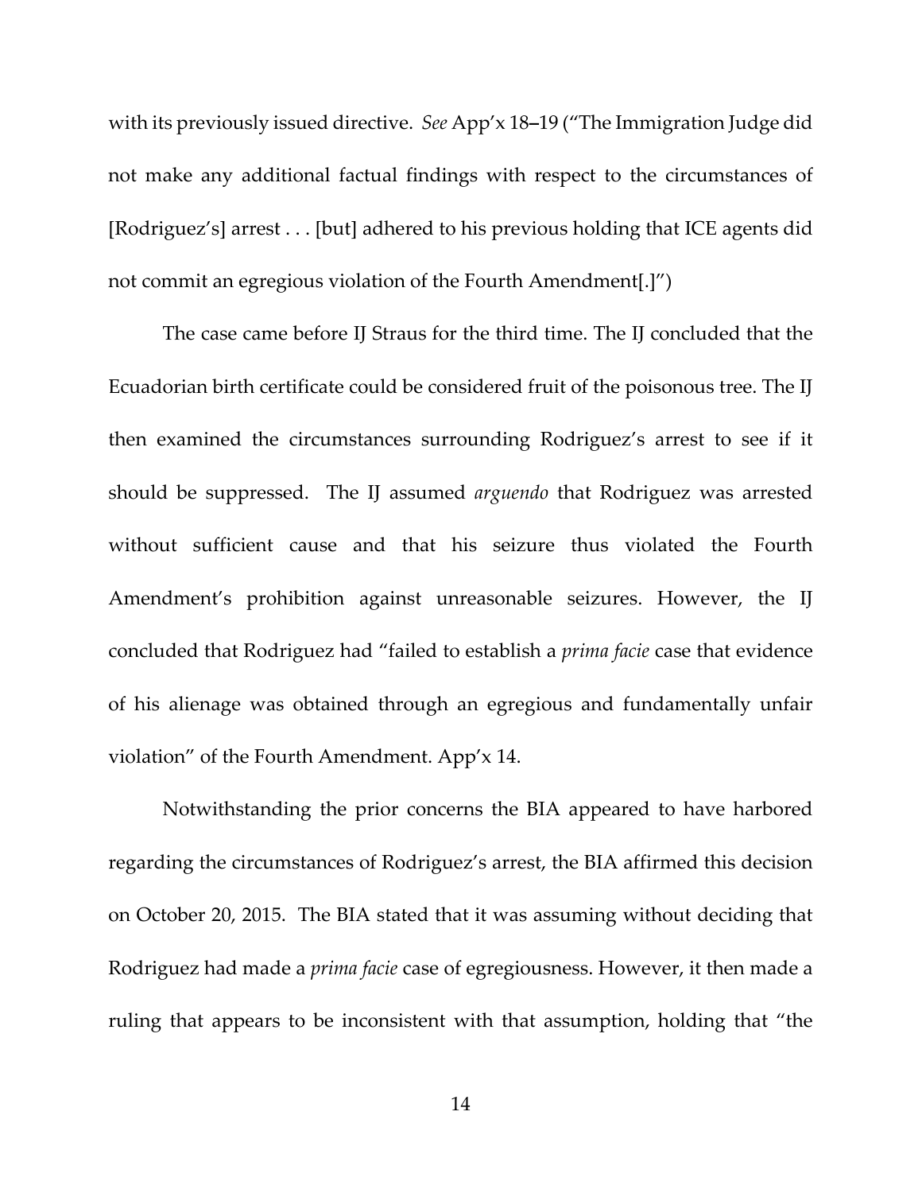with its previously issued directive. *See* App'x 18–19 ("The Immigration Judge did not make any additional factual findings with respect to the circumstances of [Rodriguez's] arrest . . . [but] adhered to his previous holding that ICE agents did not commit an egregious violation of the Fourth Amendment[.]")

The case came before IJ Straus for the third time. The IJ concluded that the Ecuadorian birth certificate could be considered fruit of the poisonous tree. The IJ then examined the circumstances surrounding Rodriguez's arrest to see if it should be suppressed. The IJ assumed *arguendo* that Rodriguez was arrested without sufficient cause and that his seizure thus violated the Fourth Amendment's prohibition against unreasonable seizures. However, the IJ concluded that Rodriguez had "failed to establish a *prima facie* case that evidence of his alienage was obtained through an egregious and fundamentally unfair violation" of the Fourth Amendment. App'x 14.

Notwithstanding the prior concerns the BIA appeared to have harbored regarding the circumstances of Rodriguez's arrest, the BIA affirmed this decision on October 20, 2015. The BIA stated that it was assuming without deciding that Rodriguez had made a *prima facie* case of egregiousness. However, it then made a ruling that appears to be inconsistent with that assumption, holding that "the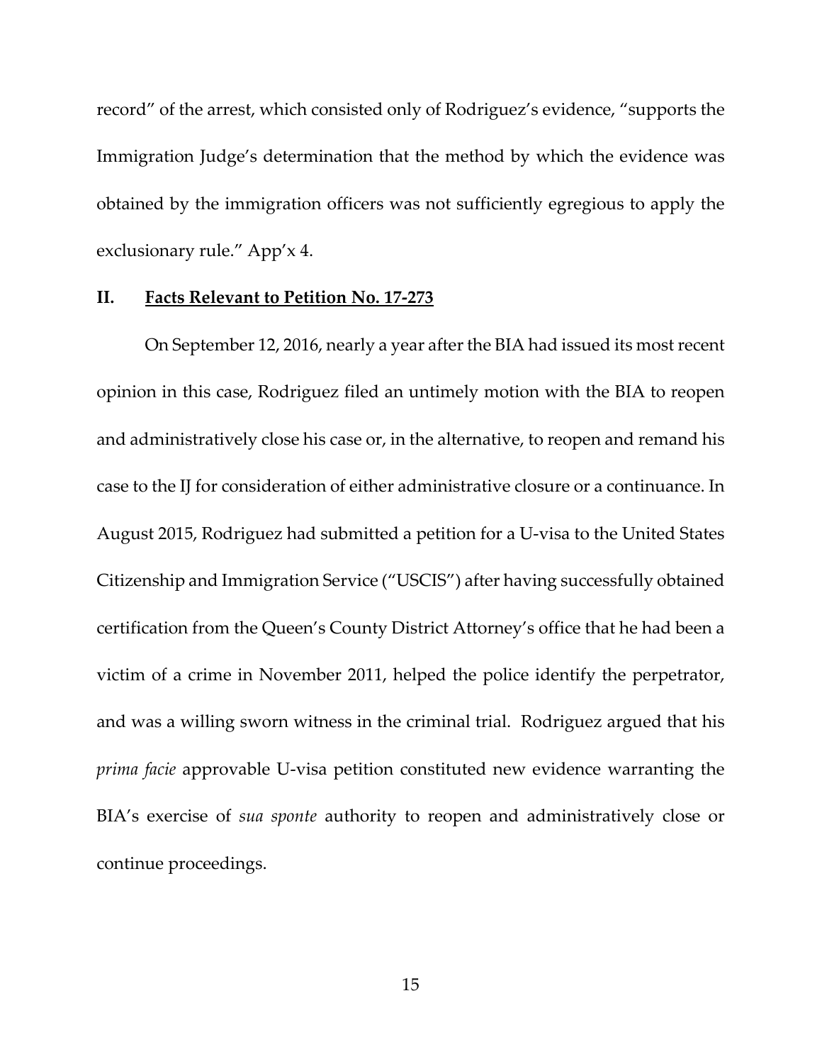record" of the arrest, which consisted only of Rodriguez's evidence, "supports the Immigration Judge's determination that the method by which the evidence was obtained by the immigration officers was not sufficiently egregious to apply the exclusionary rule." App'x 4.

## II. Facts Relevant to Petition No. 17-273

On September 12, 2016, nearly a year after the BIA had issued its most recent opinion in this case, Rodriguez filed an untimely motion with the BIA to reopen and administratively close his case or, in the alternative, to reopen and remand his case to the IJ for consideration of either administrative closure or a continuance. In August 2015, Rodriguez had submitted a petition for a U-visa to the United States Citizenship and Immigration Service ("USCIS") after having successfully obtained certification from the Queen's County District Attorney's office that he had been a victim of a crime in November 2011, helped the police identify the perpetrator, and was a willing sworn witness in the criminal trial. Rodriguez argued that his *prima facie* approvable U-visa petition constituted new evidence warranting the BIA's exercise of *sua sponte* authority to reopen and administratively close or continue proceedings.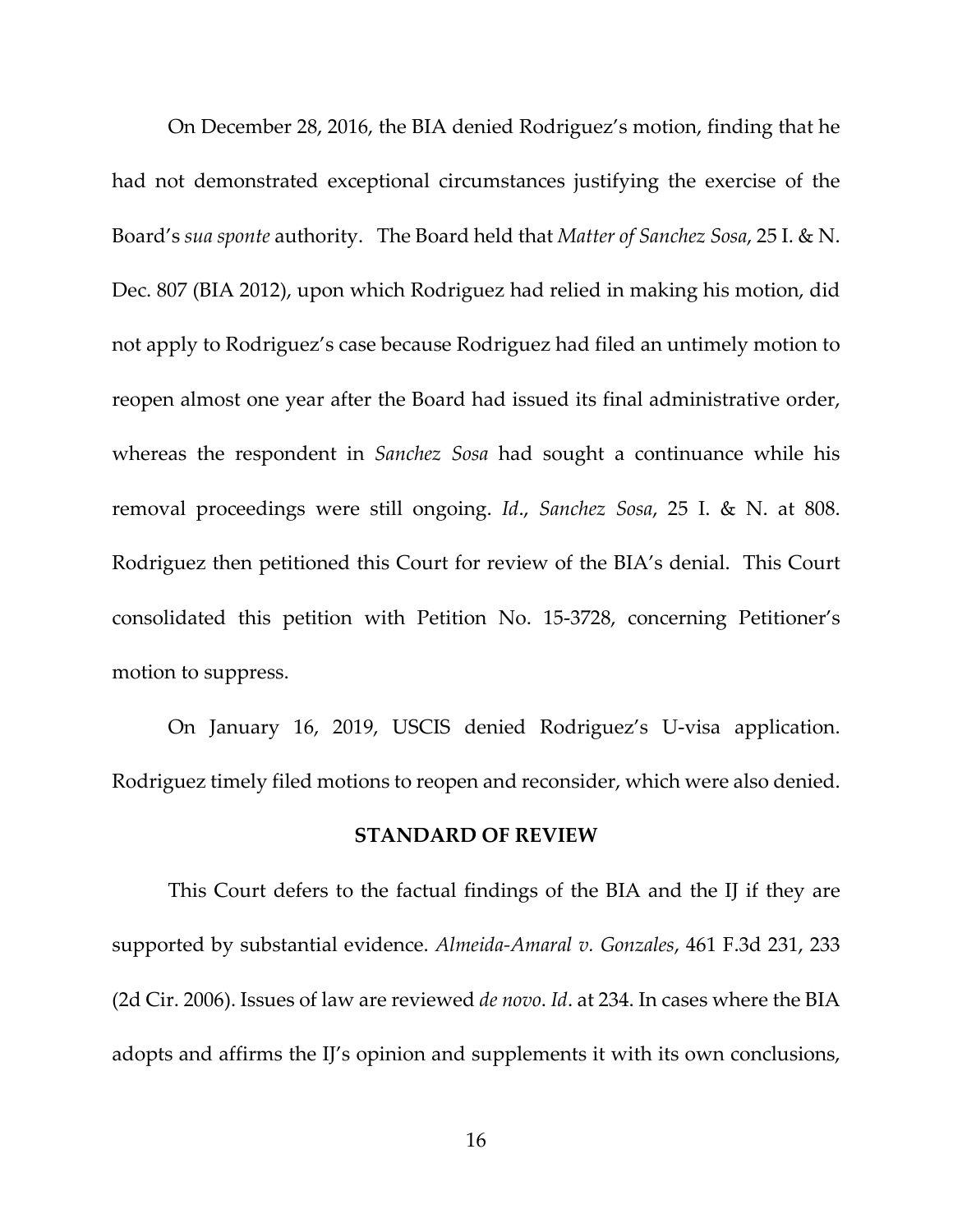On December 28, 2016, the BIA denied Rodriguez's motion, finding that he had not demonstrated exceptional circumstances justifying the exercise of the Board's *sua sponte* authority. The Board held that *Matter of Sanchez Sosa*, 25 I. & N. Dec. 807 (BIA 2012), upon which Rodriguez had relied in making his motion, did not apply to Rodriguez's case because Rodriguez had filed an untimely motion to reopen almost one year after the Board had issued its final administrative order, whereas the respondent in *Sanchez Sosa* had sought a continuance while his removal proceedings were still ongoing. *Id*., *Sanchez Sosa*, 25 I. & N. at 808. Rodriguez then petitioned this Court for review of the BIA's denial. This Court consolidated this petition with Petition No. 15-3728, concerning Petitioner's motion to suppress.

On January 16, 2019, USCIS denied Rodriguez's U-visa application. Rodriguez timely filed motions to reopen and reconsider, which were also denied.

## STANDARD OF REVIEW

This Court defers to the factual findings of the BIA and the IJ if they are supported by substantial evidence. *Almeida-Amaral v. Gonzales*, 461 F.3d 231, 233 (2d Cir. 2006). Issues of law are reviewed *de novo*. *Id*. at 234. In cases where the BIA adopts and affirms the IJ's opinion and supplements it with its own conclusions,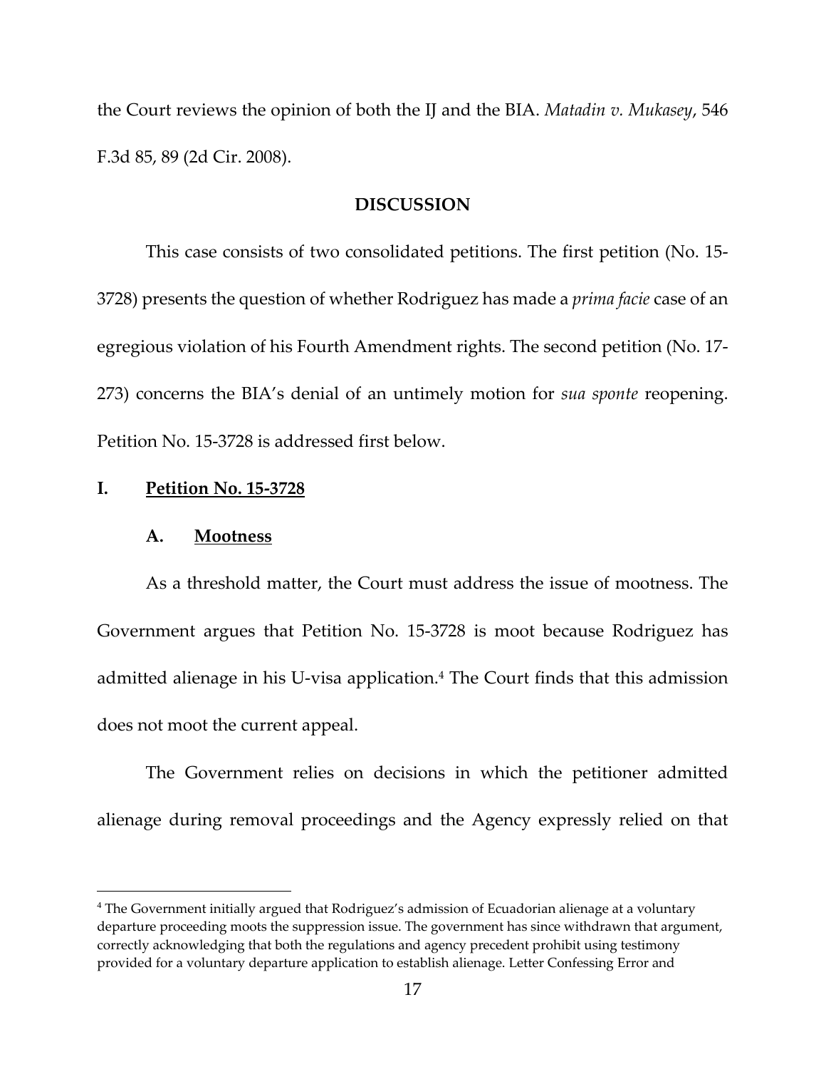the Court reviews the opinion of both the IJ and the BIA. *Matadin v. Mukasey*, 546 F.3d 85, 89 (2d Cir. 2008).

## DISCUSSION

This case consists of two consolidated petitions. The first petition (No. 15-3728) presents the question of whether Rodriguez has made a *prima facie* case of an egregious violation of his Fourth Amendment rights. The second petition (No. 17-273) concerns the BIA's denial of an untimely motion for *sua sponte* reopening. Petition No. 15-3728 is addressed first below.

### I. Petition No. 15-3728

#### A. Mootness

As a threshold matter, the Court must address the issue of mootness. The Government argues that Petition No. 15-3728 is moot because Rodriguez has admitted alienage in his U-visa application.[4] The Court finds that this admission does not moot the current appeal.

The Government relies on decisions in which the petitioner admitted alienage during removal proceedings and the Agency expressly relied on that

[4] The Government initially argued that Rodriguez's admission of Ecuadorian alienage at a voluntary departure proceeding moots the suppression issue. The government has since withdrawn that argument, correctly acknowledging that both the regulations and agency precedent prohibit using testimony provided for a voluntary departure application to establish alienage. Letter Confessing Error and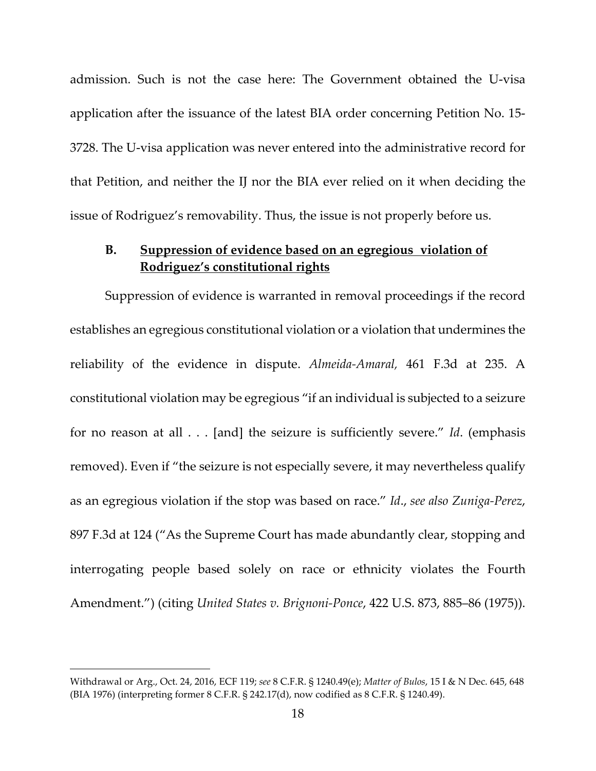admission. Such is not the case here: The Government obtained the U-visa application after the issuance of the latest BIA order concerning Petition No. 15-3728. The U-visa application was never entered into the administrative record for that Petition, and neither the IJ nor the BIA ever relied on it when deciding the issue of Rodriguez's removability. Thus, the issue is not properly before us.

### B. Suppression of evidence based on an egregious violation of Rodriguez's constitutional rights

Suppression of evidence is warranted in removal proceedings if the record establishes an egregious constitutional violation or a violation that undermines the reliability of the evidence in dispute. *Almeida-Amaral*, 461 F.3d at 235. A constitutional violation may be egregious "if an individual is subjected to a seizure for no reason at all . . . [and] the seizure is sufficiently severe." *Id*. (emphasis removed). Even if "the seizure is not especially severe, it may nevertheless qualify as an egregious violation if the stop was based on race." *Id*., *see also Zuniga-Perez*, 897 F.3d at 124 ("As the Supreme Court has made abundantly clear, stopping and interrogating people based solely on race or ethnicity violates the Fourth Amendment.") (citing *United States v. Brignoni-Ponce*, 422 U.S. 873, 885–86 (1975)).

---

Withdrawal or Arg., Oct. 24, 2016, ECF 119; *see* 8 C.F.R. § 1240.49(e); *Matter of Bulos*, 15 I & N Dec. 645, 648 (BIA 1976) (interpreting former 8 C.F.R. § 242.17(d), now codified as 8 C.F.R. § 1240.49).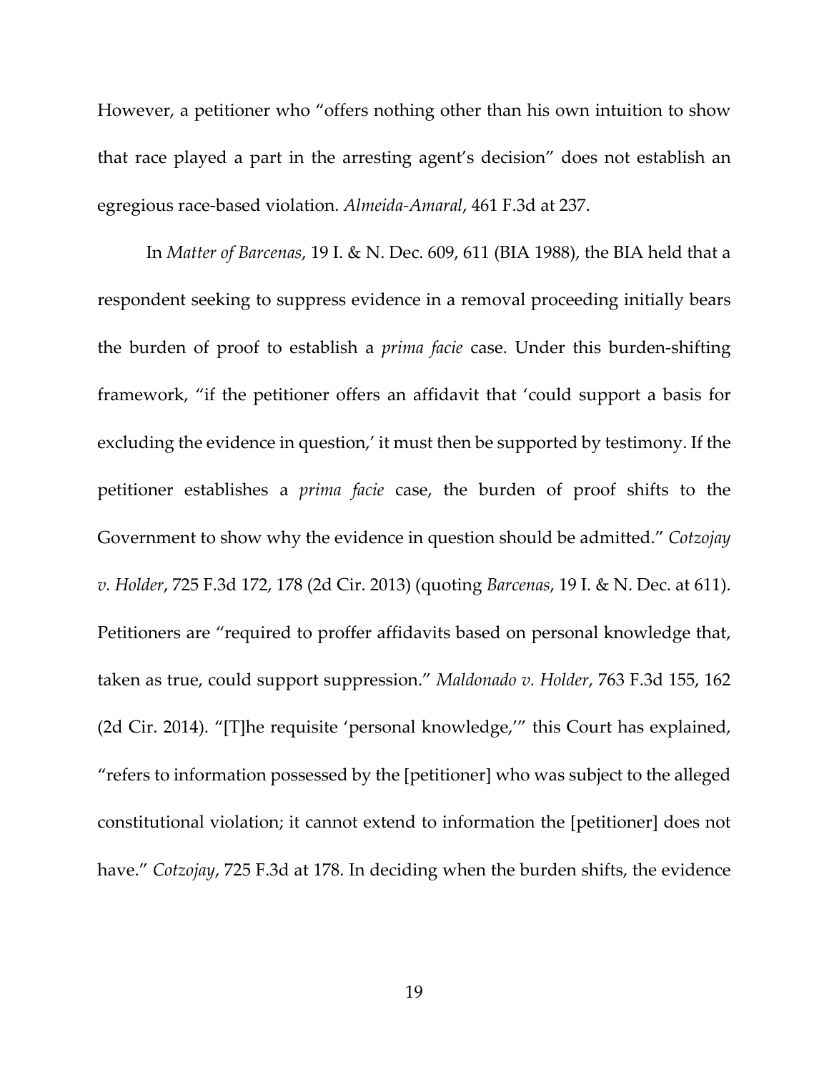However, a petitioner who "offers nothing other than his own intuition to show that race played a part in the arresting agent's decision" does not establish an egregious race-based violation. *Almeida-Amaral*, 461 F.3d at 237.

In *Matter of Barcenas*, 19 I. & N. Dec. 609, 611 (BIA 1988), the BIA held that a respondent seeking to suppress evidence in a removal proceeding initially bears the burden of proof to establish a *prima facie* case. Under this burden-shifting framework, "if the petitioner offers an affidavit that 'could support a basis for excluding the evidence in question,' it must then be supported by testimony. If the petitioner establishes a *prima facie* case, the burden of proof shifts to the Government to show why the evidence in question should be admitted." *Cotzojay v. Holder*, 725 F.3d 172, 178 (2d Cir. 2013) (quoting *Barcenas*, 19 I. & N. Dec. at 611). Petitioners are "required to proffer affidavits based on personal knowledge that, taken as true, could support suppression." *Maldonado v. Holder*, 763 F.3d 155, 162 (2d Cir. 2014). "[T]he requisite 'personal knowledge,'" this Court has explained, "refers to information possessed by the [petitioner] who was subject to the alleged constitutional violation; it cannot extend to information the [petitioner] does not have." *Cotzojay*, 725 F.3d at 178. In deciding when the burden shifts, the evidence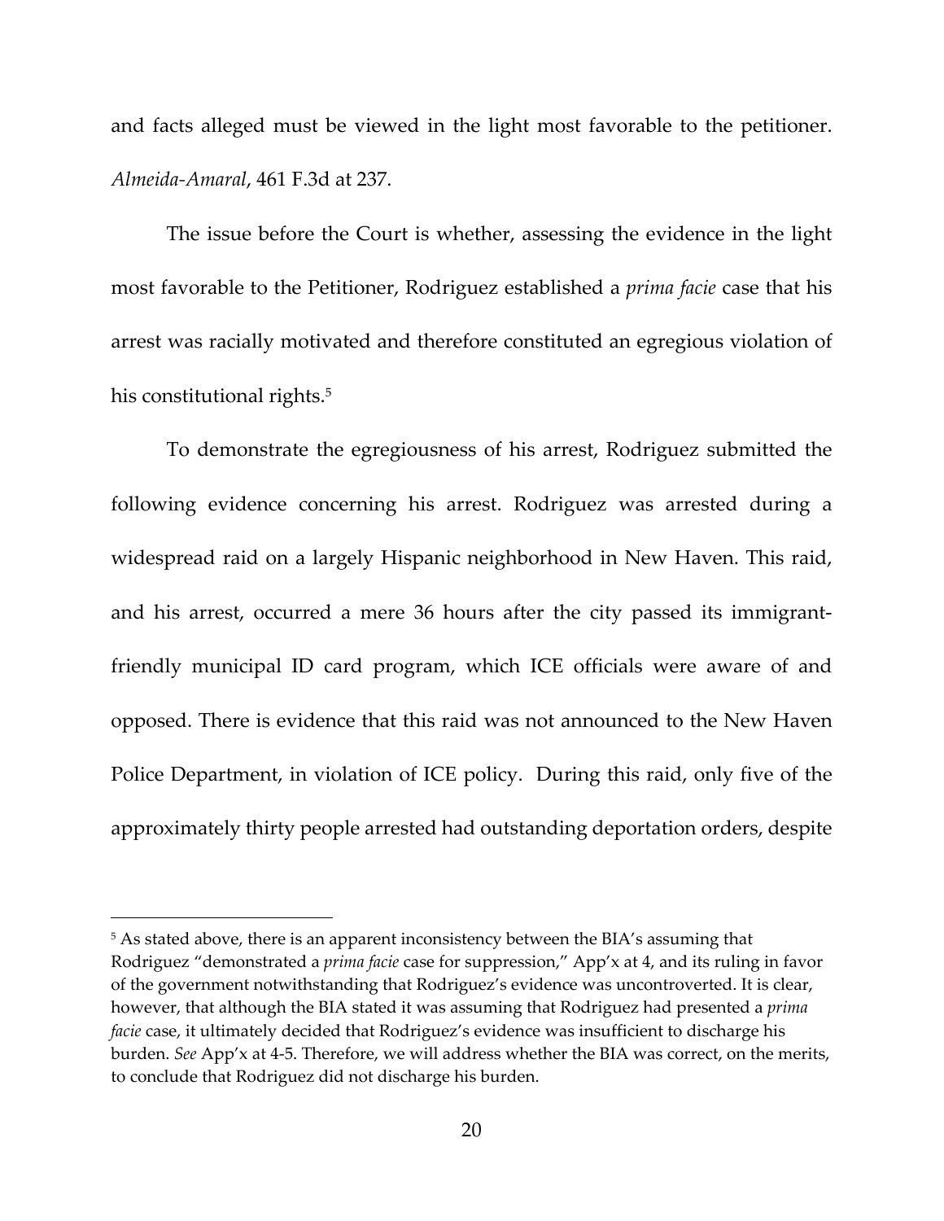and facts alleged must be viewed in the light most favorable to the petitioner. *Almeida-Amaral*, 461 F.3d at 237.

The issue before the Court is whether, assessing the evidence in the light most favorable to the Petitioner, Rodriguez established a *prima facie* case that his arrest was racially motivated and therefore constituted an egregious violation of his constitutional rights.[5]

To demonstrate the egregiousness of his arrest, Rodriguez submitted the following evidence concerning his arrest. Rodriguez was arrested during a widespread raid on a largely Hispanic neighborhood in New Haven. This raid, and his arrest, occurred a mere 36 hours after the city passed its immigrant-friendly municipal ID card program, which ICE officials were aware of and opposed. There is evidence that this raid was not announced to the New Haven Police Department, in violation of ICE policy. During this raid, only five of the approximately thirty people arrested had outstanding deportation orders, despite

[5] As stated above, there is an apparent inconsistency between the BIA's assuming that Rodriguez "demonstrated a *prima facie* case for suppression," App'x at 4, and its ruling in favor of the government notwithstanding that Rodriguez's evidence was uncontroverted. It is clear, however, that although the BIA stated it was assuming that Rodriguez had presented a *prima facie* case, it ultimately decided that Rodriguez's evidence was insufficient to discharge his burden. *See* App'x at 4-5. Therefore, we will address whether the BIA was correct, on the merits, to conclude that Rodriguez did not discharge his burden.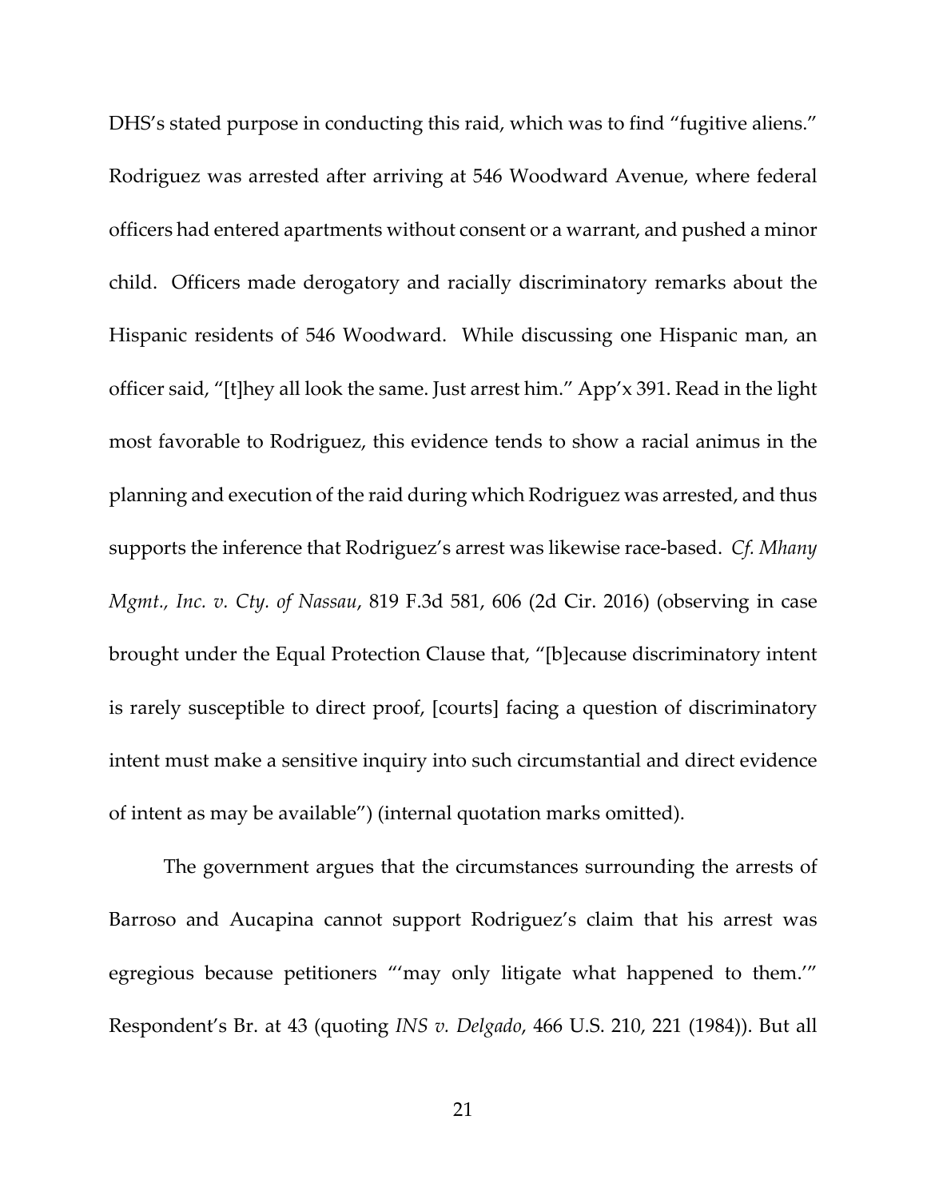DHS's stated purpose in conducting this raid, which was to find "fugitive aliens." Rodriguez was arrested after arriving at 546 Woodward Avenue, where federal officers had entered apartments without consent or a warrant, and pushed a minor child. Officers made derogatory and racially discriminatory remarks about the Hispanic residents of 546 Woodward. While discussing one Hispanic man, an officer said, "[t]hey all look the same. Just arrest him." App'x 391. Read in the light most favorable to Rodriguez, this evidence tends to show a racial animus in the planning and execution of the raid during which Rodriguez was arrested, and thus supports the inference that Rodriguez's arrest was likewise race-based. *Cf. Mhany Mgmt., Inc. v. Cty. of Nassau*, 819 F.3d 581, 606 (2d Cir. 2016) (observing in case brought under the Equal Protection Clause that, "[b]ecause discriminatory intent is rarely susceptible to direct proof, [courts] facing a question of discriminatory intent must make a sensitive inquiry into such circumstantial and direct evidence of intent as may be available") (internal quotation marks omitted).

The government argues that the circumstances surrounding the arrests of Barroso and Aucapina cannot support Rodriguez's claim that his arrest was egregious because petitioners "'may only litigate what happened to them.'" Respondent's Br. at 43 (quoting *INS v. Delgado*, 466 U.S. 210, 221 (1984)). But all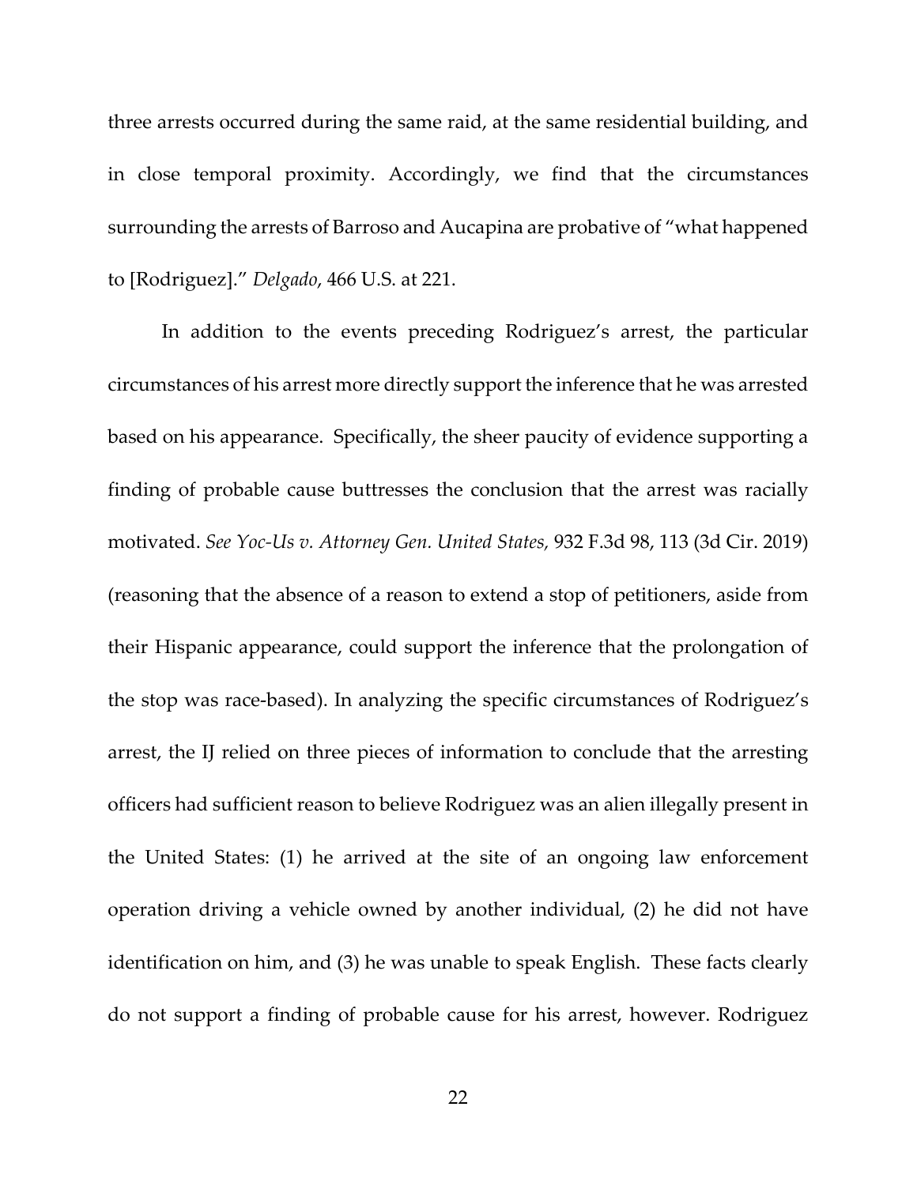three arrests occurred during the same raid, at the same residential building, and in close temporal proximity. Accordingly, we find that the circumstances surrounding the arrests of Barroso and Aucapina are probative of "what happened to [Rodriguez]." *Delgado*, 466 U.S. at 221.

In addition to the events preceding Rodriguez's arrest, the particular circumstances of his arrest more directly support the inference that he was arrested based on his appearance. Specifically, the sheer paucity of evidence supporting a finding of probable cause buttresses the conclusion that the arrest was racially motivated. *See Yoc-Us v. Attorney Gen. United States,* 932 F.3d 98, 113 (3d Cir. 2019) (reasoning that the absence of a reason to extend a stop of petitioners, aside from their Hispanic appearance, could support the inference that the prolongation of the stop was race-based). In analyzing the specific circumstances of Rodriguez's arrest, the IJ relied on three pieces of information to conclude that the arresting officers had sufficient reason to believe Rodriguez was an alien illegally present in the United States: (1) he arrived at the site of an ongoing law enforcement operation driving a vehicle owned by another individual, (2) he did not have identification on him, and (3) he was unable to speak English. These facts clearly do not support a finding of probable cause for his arrest, however. Rodriguez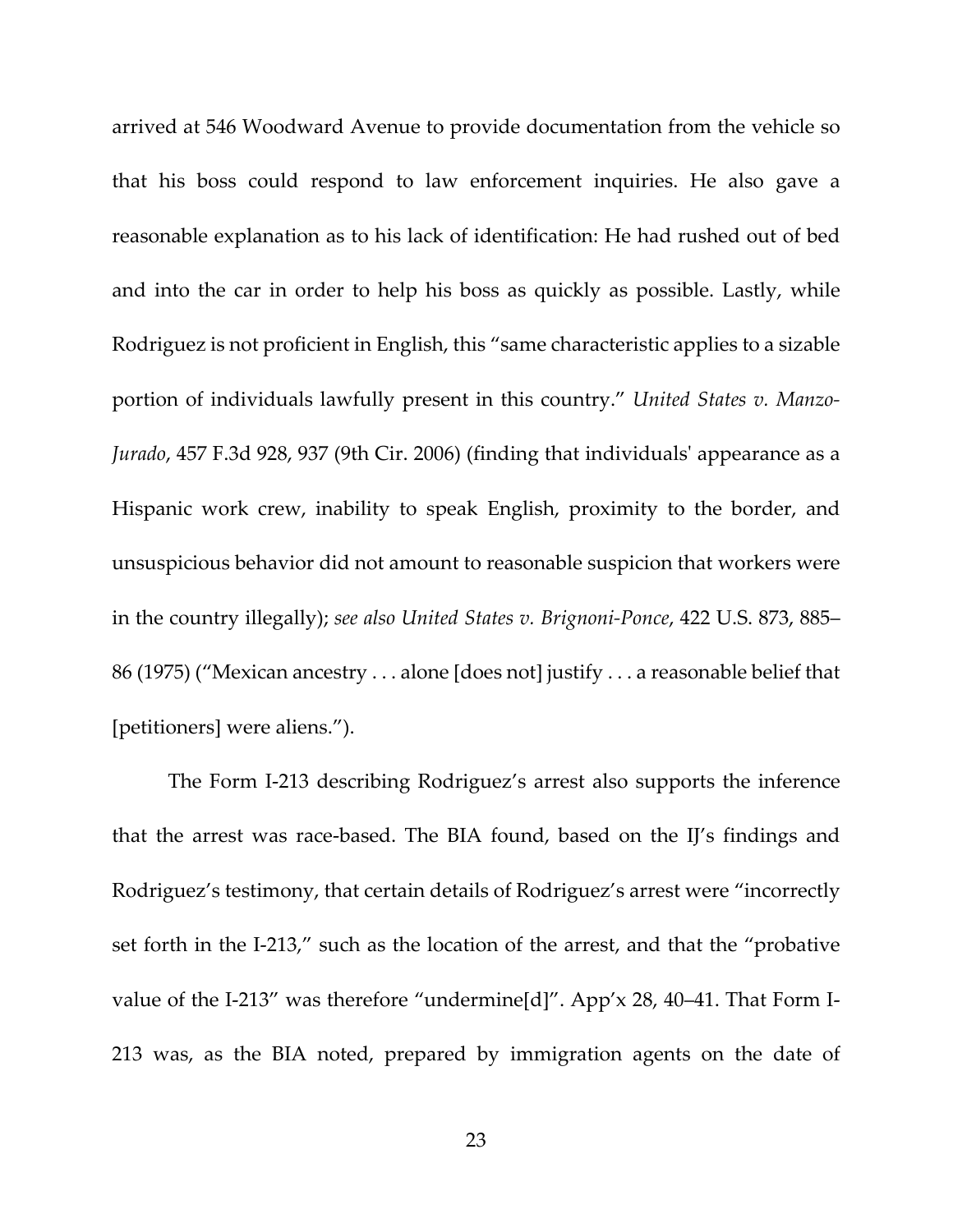arrived at 546 Woodward Avenue to provide documentation from the vehicle so that his boss could respond to law enforcement inquiries. He also gave a reasonable explanation as to his lack of identification: He had rushed out of bed and into the car in order to help his boss as quickly as possible. Lastly, while Rodriguez is not proficient in English, this "same characteristic applies to a sizable portion of individuals lawfully present in this country." *United States v. Manzo-Jurado*, 457 F.3d 928, 937 (9th Cir. 2006) (finding that individuals' appearance as a Hispanic work crew, inability to speak English, proximity to the border, and unsuspicious behavior did not amount to reasonable suspicion that workers were in the country illegally); *see also United States v. Brignoni-Ponce*, 422 U.S. 873, 885–86 (1975) ("Mexican ancestry . . . alone [does not] justify . . . a reasonable belief that [petitioners] were aliens.").

The Form I-213 describing Rodriguez's arrest also supports the inference that the arrest was race-based. The BIA found, based on the IJ's findings and Rodriguez's testimony, that certain details of Rodriguez's arrest were "incorrectly set forth in the I-213," such as the location of the arrest, and that the "probative value of the I-213" was therefore "undermine[d]". App'x 28, 40–41. That Form I-213 was, as the BIA noted, prepared by immigration agents on the date of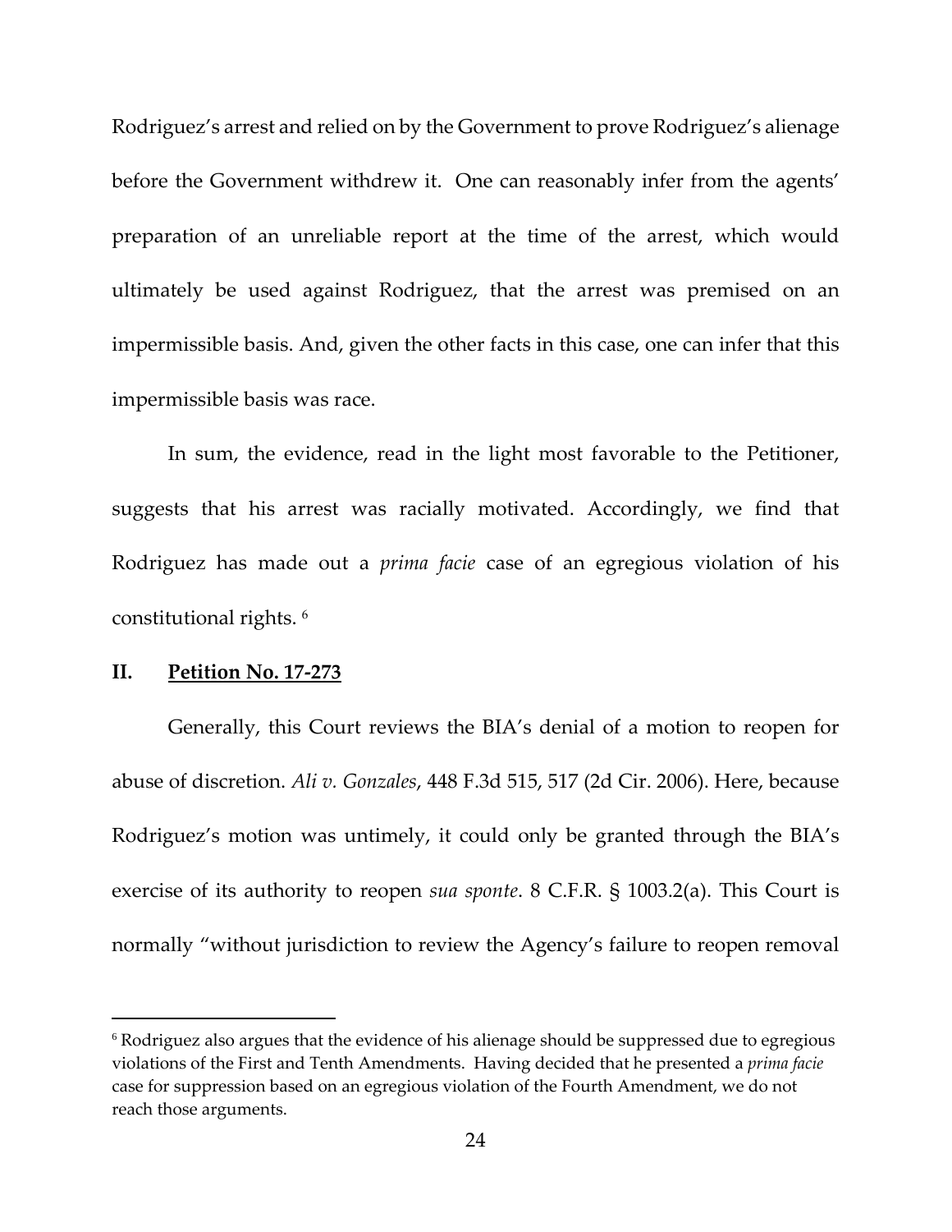Rodriguez's arrest and relied on by the Government to prove Rodriguez's alienage before the Government withdrew it. One can reasonably infer from the agents' preparation of an unreliable report at the time of the arrest, which would ultimately be used against Rodriguez, that the arrest was premised on an impermissible basis. And, given the other facts in this case, one can infer that this impermissible basis was race.

In sum, the evidence, read in the light most favorable to the Petitioner, suggests that his arrest was racially motivated. Accordingly, we find that Rodriguez has made out a *prima facie* case of an egregious violation of his constitutional rights. [6]

## II. Petition No. 17-273

Generally, this Court reviews the BIA's denial of a motion to reopen for abuse of discretion. *Ali v. Gonzales*, 448 F.3d 515, 517 (2d Cir. 2006). Here, because Rodriguez's motion was untimely, it could only be granted through the BIA's exercise of its authority to reopen *sua sponte*. 8 C.F.R. § 1003.2(a). This Court is normally "without jurisdiction to review the Agency's failure to reopen removal

[6] Rodriguez also argues that the evidence of his alienage should be suppressed due to egregious violations of the First and Tenth Amendments. Having decided that he presented a *prima facie* case for suppression based on an egregious violation of the Fourth Amendment, we do not reach those arguments.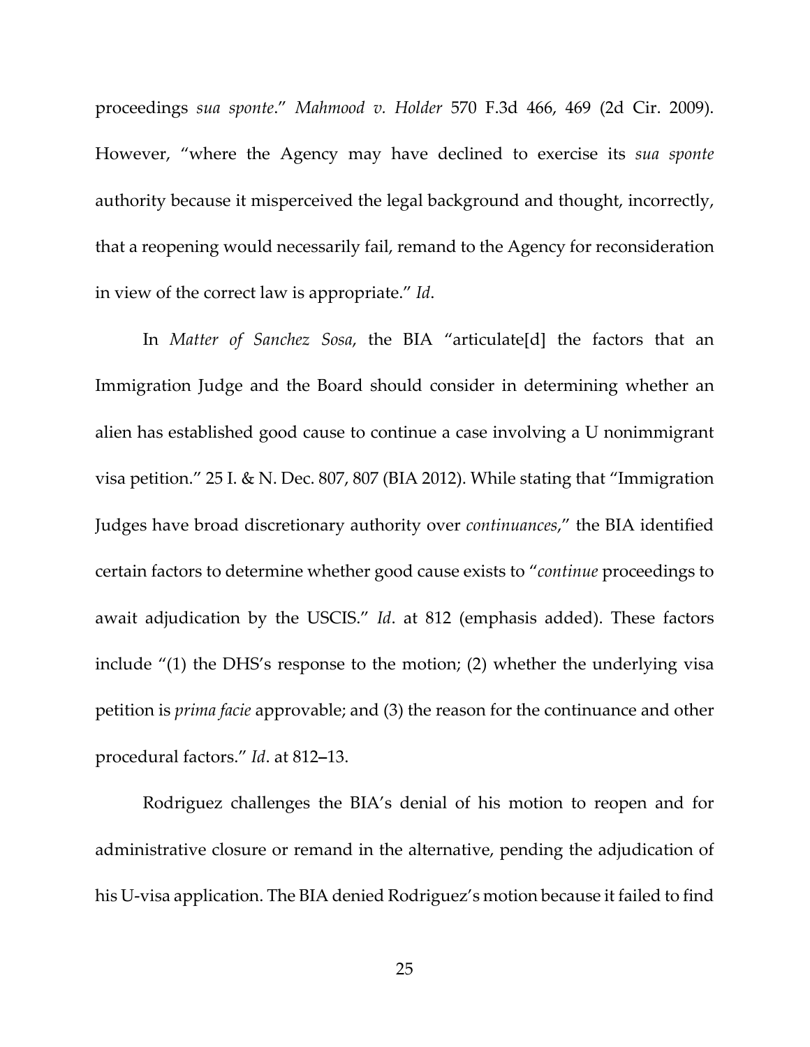proceedings *sua sponte*." *Mahmood v. Holder* 570 F.3d 466, 469 (2d Cir. 2009). However, "where the Agency may have declined to exercise its *sua sponte* authority because it misperceived the legal background and thought, incorrectly, that a reopening would necessarily fail, remand to the Agency for reconsideration in view of the correct law is appropriate." *Id*.

In *Matter of Sanchez Sosa*, the BIA "articulate[d] the factors that an Immigration Judge and the Board should consider in determining whether an alien has established good cause to continue a case involving a U nonimmigrant visa petition." 25 I. & N. Dec. 807, 807 (BIA 2012). While stating that "Immigration Judges have broad discretionary authority over *continuances*," the BIA identified certain factors to determine whether good cause exists to "*continue* proceedings to await adjudication by the USCIS." *Id*. at 812 (emphasis added). These factors include "(1) the DHS's response to the motion; (2) whether the underlying visa petition is *prima facie* approvable; and (3) the reason for the continuance and other procedural factors." *Id*. at 812–13.

Rodriguez challenges the BIA's denial of his motion to reopen and for administrative closure or remand in the alternative, pending the adjudication of his U-visa application. The BIA denied Rodriguez's motion because it failed to find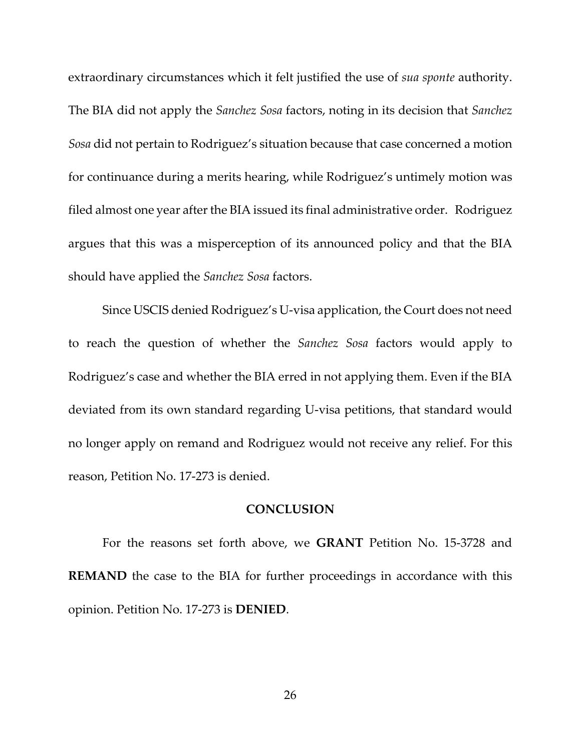extraordinary circumstances which it felt justified the use of *sua sponte* authority. The BIA did not apply the *Sanchez Sosa* factors, noting in its decision that *Sanchez Sosa* did not pertain to Rodriguez's situation because that case concerned a motion for continuance during a merits hearing, while Rodriguez's untimely motion was filed almost one year after the BIA issued its final administrative order. Rodriguez argues that this was a misperception of its announced policy and that the BIA should have applied the *Sanchez Sosa* factors.

Since USCIS denied Rodriguez's U-visa application, the Court does not need to reach the question of whether the *Sanchez Sosa* factors would apply to Rodriguez's case and whether the BIA erred in not applying them. Even if the BIA deviated from its own standard regarding U-visa petitions, that standard would no longer apply on remand and Rodriguez would not receive any relief. For this reason, Petition No. 17-273 is denied.

## CONCLUSION

For the reasons set forth above, we **GRANT** Petition No. 15-3728 and **REMAND** the case to the BIA for further proceedings in accordance with this opinion. Petition No. 17-273 is **DENIED**.